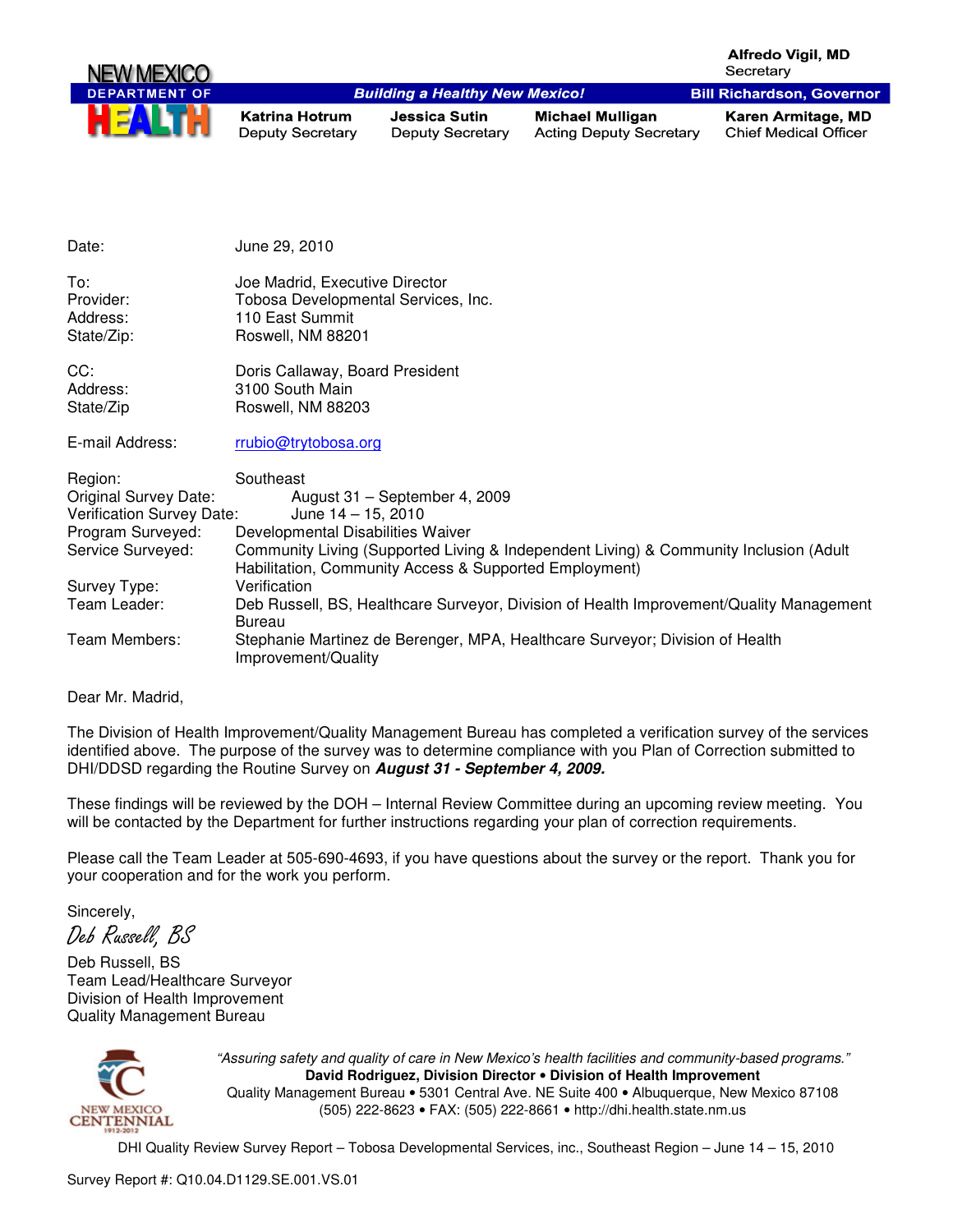**NEW MEXICO DEPARTMENT OF HEALTH**

**Alfredo Vigil, MD**
Secretary

***Building a Healthy New Mexico!*** — **Bill Richardson, Governor**

| **Katrina Hotrum** | **Jessica Sutin** | **Michael Mulligan** | **Karen Armitage, MD** |
|---|---|---|---|
| Deputy Secretary | Deputy Secretary | Acting Deputy Secretary | Chief Medical Officer |

Date: June 29, 2010

To: Joe Madrid, Executive Director
Provider: Tobosa Developmental Services, Inc.
Address: 110 East Summit
State/Zip: Roswell, NM 88201

CC: Doris Callaway, Board President
Address: 3100 South Main
State/Zip Roswell, NM 88203

E-mail Address: rrubio@trytobosa.org

Region: Southeast
Original Survey Date: August 31 – September 4, 2009
Verification Survey Date: June 14 – 15, 2010
Program Surveyed: Developmental Disabilities Waiver
Service Surveyed: Community Living (Supported Living & Independent Living) & Community Inclusion (Adult Habilitation, Community Access & Supported Employment)
Survey Type: Verification
Team Leader: Deb Russell, BS, Healthcare Surveyor, Division of Health Improvement/Quality Management Bureau
Team Members: Stephanie Martinez de Berenger, MPA, Healthcare Surveyor; Division of Health Improvement/Quality

Dear Mr. Madrid,

The Division of Health Improvement/Quality Management Bureau has completed a verification survey of the services identified above. The purpose of the survey was to determine compliance with you Plan of Correction submitted to DHI/DDSD regarding the Routine Survey on ***August 31 - September 4, 2009.***

These findings will be reviewed by the DOH – Internal Review Committee during an upcoming review meeting. You will be contacted by the Department for further instructions regarding your plan of correction requirements.

Please call the Team Leader at 505-690-4693, if you have questions about the survey or the report. Thank you for your cooperation and for the work you perform.

Sincerely,

*Deb Russell, BS*

Deb Russell, BS
Team Lead/Healthcare Surveyor
Division of Health Improvement
Quality Management Bureau

*"Assuring safety and quality of care in New Mexico's health facilities and community-based programs."*
**David Rodriguez, Division Director • Division of Health Improvement**
Quality Management Bureau • 5301 Central Ave. NE Suite 400 • Albuquerque, New Mexico 87108
(505) 222-8623 • FAX: (505) 222-8661 • http://dhi.health.state.nm.us

DHI Quality Review Survey Report – Tobosa Developmental Services, inc., Southeast Region – June 14 – 15, 2010

Survey Report #: Q10.04.D1129.SE.001.VS.01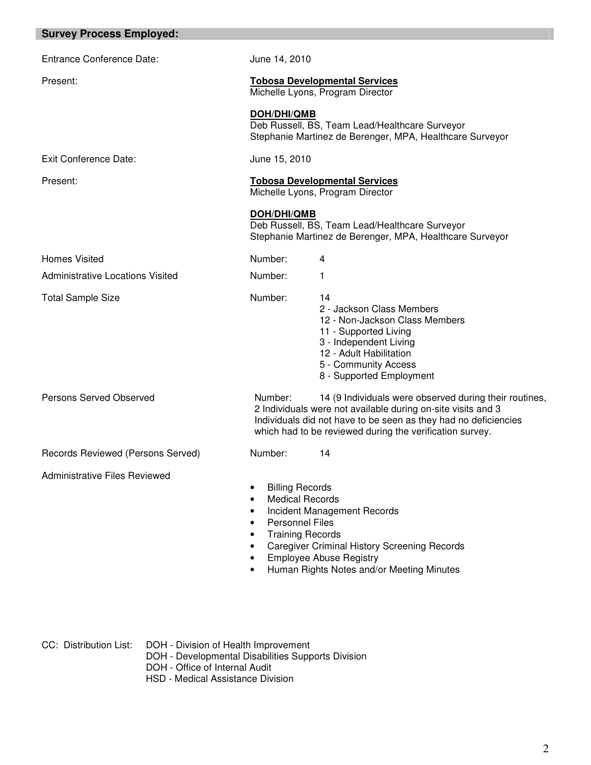## Survey Process Employed:

Entrance Conference Date: June 14, 2010

Present:

**Tobosa Developmental Services**
Michelle Lyons, Program Director

**DOH/DHI/QMB**
Deb Russell, BS, Team Lead/Healthcare Surveyor
Stephanie Martinez de Berenger, MPA, Healthcare Surveyor

Exit Conference Date: June 15, 2010

Present:

**Tobosa Developmental Services**
Michelle Lyons, Program Director

**DOH/DHI/QMB**
Deb Russell, BS, Team Lead/Healthcare Surveyor
Stephanie Martinez de Berenger, MPA, Healthcare Surveyor

Homes Visited — Number: 4

Administrative Locations Visited — Number: 1

Total Sample Size — Number: 14
- 2 - Jackson Class Members
- 12 - Non-Jackson Class Members
- 11 - Supported Living
- 3 - Independent Living
- 12 - Adult Habilitation
- 5 - Community Access
- 8 - Supported Employment

Persons Served Observed — Number: 14 (9 Individuals were observed during their routines, 2 Individuals were not available during on-site visits and 3 Individuals did not have to be seen as they had no deficiencies which had to be reviewed during the verification survey.

Records Reviewed (Persons Served) — Number: 14

Administrative Files Reviewed
- Billing Records
- Medical Records
- Incident Management Records
- Personnel Files
- Training Records
- Caregiver Criminal History Screening Records
- Employee Abuse Registry
- Human Rights Notes and/or Meeting Minutes

CC: Distribution List:
DOH - Division of Health Improvement
DOH - Developmental Disabilities Supports Division
DOH - Office of Internal Audit
HSD - Medical Assistance Division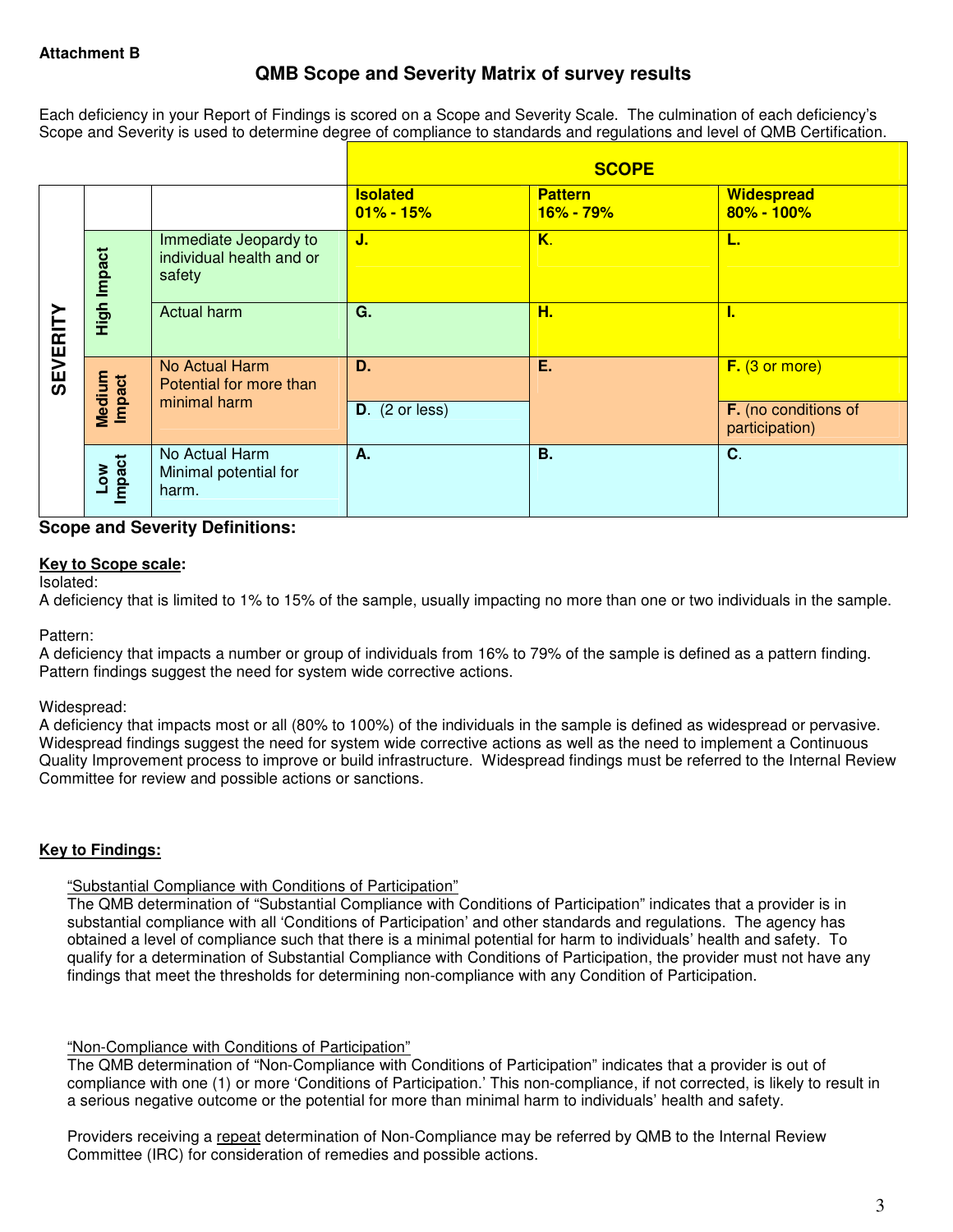**Attachment B**

## QMB Scope and Severity Matrix of survey results

Each deficiency in your Report of Findings is scored on a Scope and Severity Scale. The culmination of each deficiency's Scope and Severity is used to determine degree of compliance to standards and regulations and level of QMB Certification.

| SEVERITY | | | SCOPE: Isolated 01% - 15% | SCOPE: Pattern 16% - 79% | SCOPE: Widespread 80% - 100% |
|---|---|---|---|---|---|
| SEVERITY | High Impact | Immediate Jeopardy to individual health and or safety | J. | K. | L. |
| SEVERITY | High Impact | Actual harm | G. | H. | I. |
| SEVERITY | Medium Impact | No Actual Harm Potential for more than minimal harm | D. | E. | F. (3 or more) |
| SEVERITY | Medium Impact | No Actual Harm Potential for more than minimal harm | D. (2 or less) | E. | F. (no conditions of participation) |
| SEVERITY | Low Impact | No Actual Harm Minimal potential for harm. | A. | B. | C. |

### Scope and Severity Definitions:

**Key to Scope scale:**

Isolated:
A deficiency that is limited to 1% to 15% of the sample, usually impacting no more than one or two individuals in the sample.

Pattern:
A deficiency that impacts a number or group of individuals from 16% to 79% of the sample is defined as a pattern finding. Pattern findings suggest the need for system wide corrective actions.

Widespread:
A deficiency that impacts most or all (80% to 100%) of the individuals in the sample is defined as widespread or pervasive. Widespread findings suggest the need for system wide corrective actions as well as the need to implement a Continuous Quality Improvement process to improve or build infrastructure. Widespread findings must be referred to the Internal Review Committee for review and possible actions or sanctions.

**Key to Findings:**

"Substantial Compliance with Conditions of Participation"
The QMB determination of "Substantial Compliance with Conditions of Participation" indicates that a provider is in substantial compliance with all 'Conditions of Participation' and other standards and regulations. The agency has obtained a level of compliance such that there is a minimal potential for harm to individuals' health and safety. To qualify for a determination of Substantial Compliance with Conditions of Participation, the provider must not have any findings that meet the thresholds for determining non-compliance with any Condition of Participation.

"Non-Compliance with Conditions of Participation"
The QMB determination of "Non-Compliance with Conditions of Participation" indicates that a provider is out of compliance with one (1) or more 'Conditions of Participation.' This non-compliance, if not corrected, is likely to result in a serious negative outcome or the potential for more than minimal harm to individuals' health and safety.

Providers receiving a repeat determination of Non-Compliance may be referred by QMB to the Internal Review Committee (IRC) for consideration of remedies and possible actions.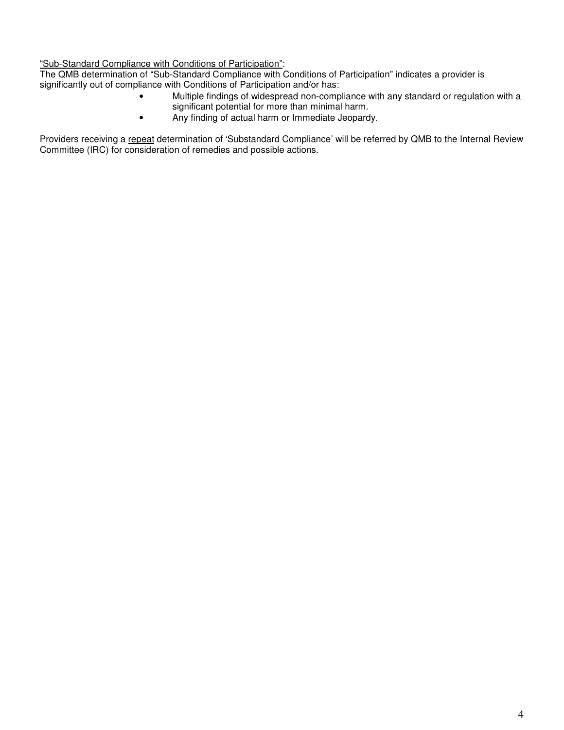<u>"Sub-Standard Compliance with Conditions of Participation"</u>:
The QMB determination of "Sub-Standard Compliance with Conditions of Participation" indicates a provider is significantly out of compliance with Conditions of Participation and/or has:

- Multiple findings of widespread non-compliance with any standard or regulation with a significant potential for more than minimal harm.
- Any finding of actual harm or Immediate Jeopardy.

Providers receiving a <u>repeat</u> determination of 'Substandard Compliance' will be referred by QMB to the Internal Review Committee (IRC) for consideration of remedies and possible actions.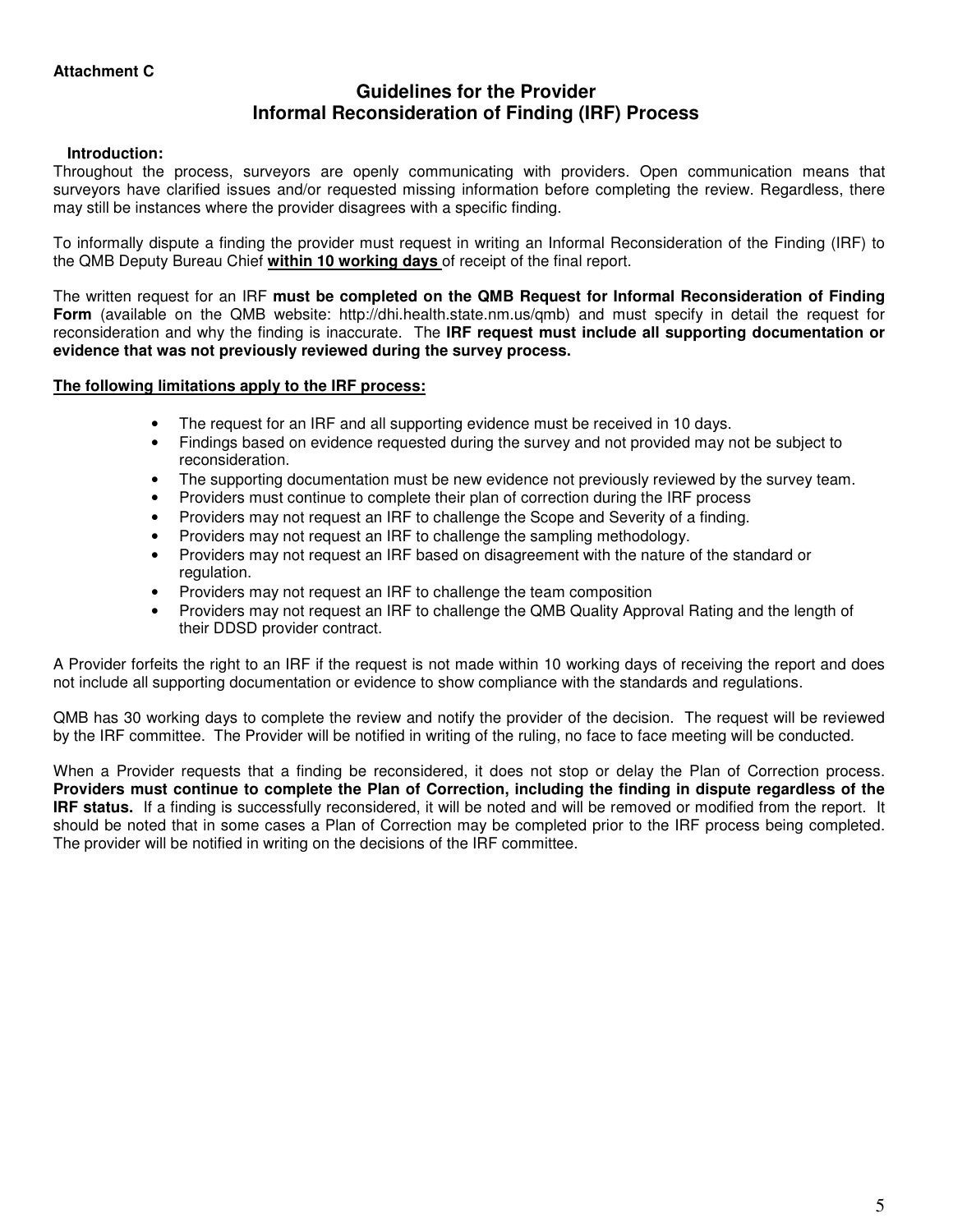**Attachment C**

## Guidelines for the Provider
## Informal Reconsideration of Finding (IRF) Process

**Introduction:**

Throughout the process, surveyors are openly communicating with providers. Open communication means that surveyors have clarified issues and/or requested missing information before completing the review. Regardless, there may still be instances where the provider disagrees with a specific finding.

To informally dispute a finding the provider must request in writing an Informal Reconsideration of the Finding (IRF) to the QMB Deputy Bureau Chief **within 10 working days** of receipt of the final report.

The written request for an IRF **must be completed on the QMB Request for Informal Reconsideration of Finding Form** (available on the QMB website: http://dhi.health.state.nm.us/qmb) and must specify in detail the request for reconsideration and why the finding is inaccurate. The **IRF request must include all supporting documentation or evidence that was not previously reviewed during the survey process.**

**The following limitations apply to the IRF process:**

- The request for an IRF and all supporting evidence must be received in 10 days.
- Findings based on evidence requested during the survey and not provided may not be subject to reconsideration.
- The supporting documentation must be new evidence not previously reviewed by the survey team.
- Providers must continue to complete their plan of correction during the IRF process
- Providers may not request an IRF to challenge the Scope and Severity of a finding.
- Providers may not request an IRF to challenge the sampling methodology.
- Providers may not request an IRF based on disagreement with the nature of the standard or regulation.
- Providers may not request an IRF to challenge the team composition
- Providers may not request an IRF to challenge the QMB Quality Approval Rating and the length of their DDSD provider contract.

A Provider forfeits the right to an IRF if the request is not made within 10 working days of receiving the report and does not include all supporting documentation or evidence to show compliance with the standards and regulations.

QMB has 30 working days to complete the review and notify the provider of the decision. The request will be reviewed by the IRF committee. The Provider will be notified in writing of the ruling, no face to face meeting will be conducted.

When a Provider requests that a finding be reconsidered, it does not stop or delay the Plan of Correction process. **Providers must continue to complete the Plan of Correction, including the finding in dispute regardless of the IRF status.** If a finding is successfully reconsidered, it will be noted and will be removed or modified from the report. It should be noted that in some cases a Plan of Correction may be completed prior to the IRF process being completed. The provider will be notified in writing on the decisions of the IRF committee.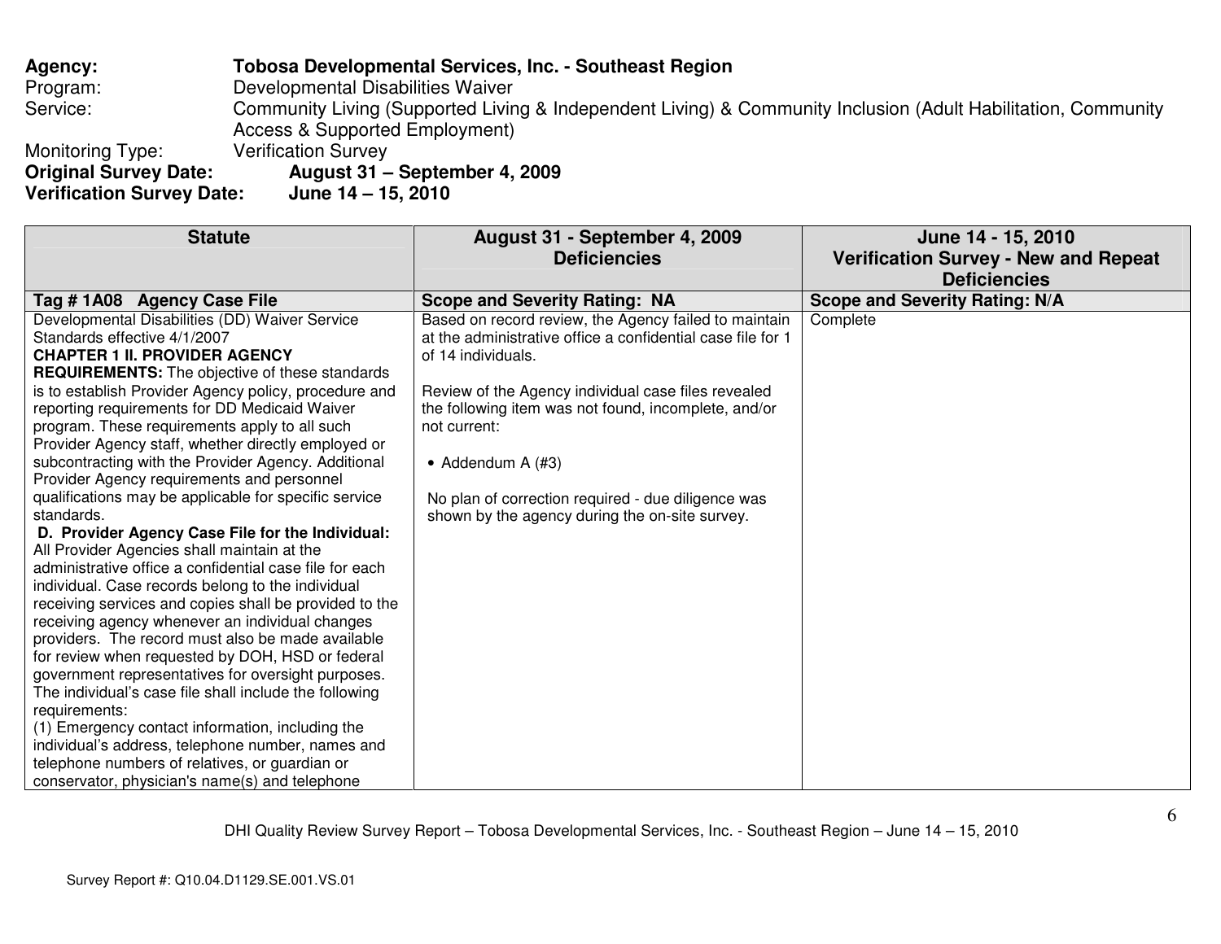**Agency:** **Tobosa Developmental Services, Inc. - Southeast Region**
Program: Developmental Disabilities Waiver
Service: Community Living (Supported Living & Independent Living) & Community Inclusion (Adult Habilitation, Community Access & Supported Employment)
Monitoring Type: Verification Survey
**Original Survey Date: August 31 – September 4, 2009**
**Verification Survey Date: June 14 – 15, 2010**

| Statute | August 31 - September 4, 2009 Deficiencies | June 14 - 15, 2010 Verification Survey - New and Repeat Deficiencies |
|---|---|---|
| **Tag # 1A08 Agency Case File** | **Scope and Severity Rating: NA** | **Scope and Severity Rating: N/A** |
| Developmental Disabilities (DD) Waiver Service Standards effective 4/1/2007<br>**CHAPTER 1 II. PROVIDER AGENCY REQUIREMENTS:** The objective of these standards is to establish Provider Agency policy, procedure and reporting requirements for DD Medicaid Waiver program. These requirements apply to all such Provider Agency staff, whether directly employed or subcontracting with the Provider Agency. Additional Provider Agency requirements and personnel qualifications may be applicable for specific service standards.<br>**D. Provider Agency Case File for the Individual:** All Provider Agencies shall maintain at the administrative office a confidential case file for each individual. Case records belong to the individual receiving services and copies shall be provided to the receiving agency whenever an individual changes providers. The record must also be made available for review when requested by DOH, HSD or federal government representatives for oversight purposes. The individual's case file shall include the following requirements:<br>(1) Emergency contact information, including the individual's address, telephone number, names and telephone numbers of relatives, or guardian or conservator, physician's name(s) and telephone | Based on record review, the Agency failed to maintain at the administrative office a confidential case file for 1 of 14 individuals.<br><br>Review of the Agency individual case files revealed the following item was not found, incomplete, and/or not current:<br><br>• Addendum A (#3)<br><br>No plan of correction required - due diligence was shown by the agency during the on-site survey. | Complete |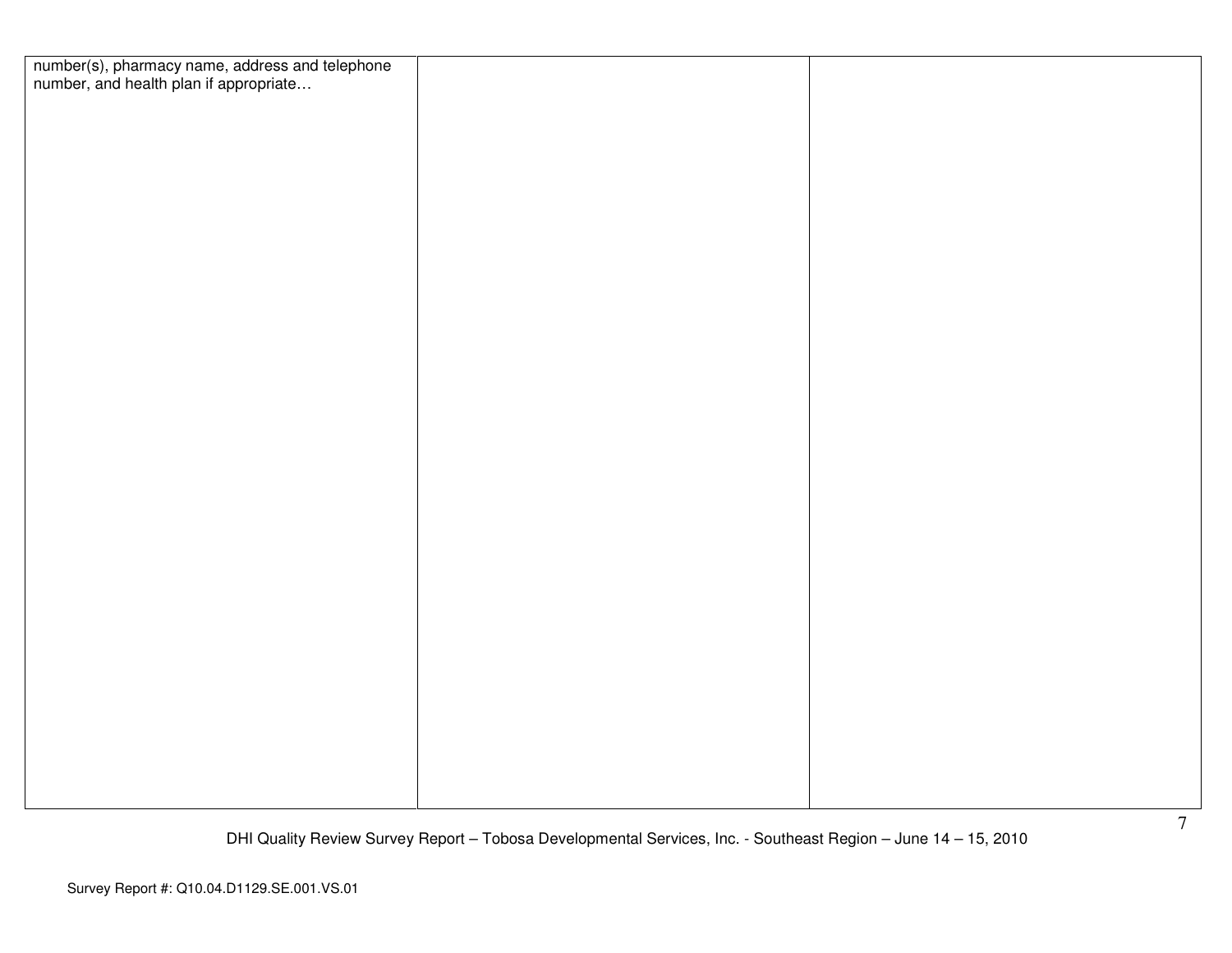| | | |
|---|---|---|
| number(s), pharmacy name, address and telephone number, and health plan if appropriate… | | |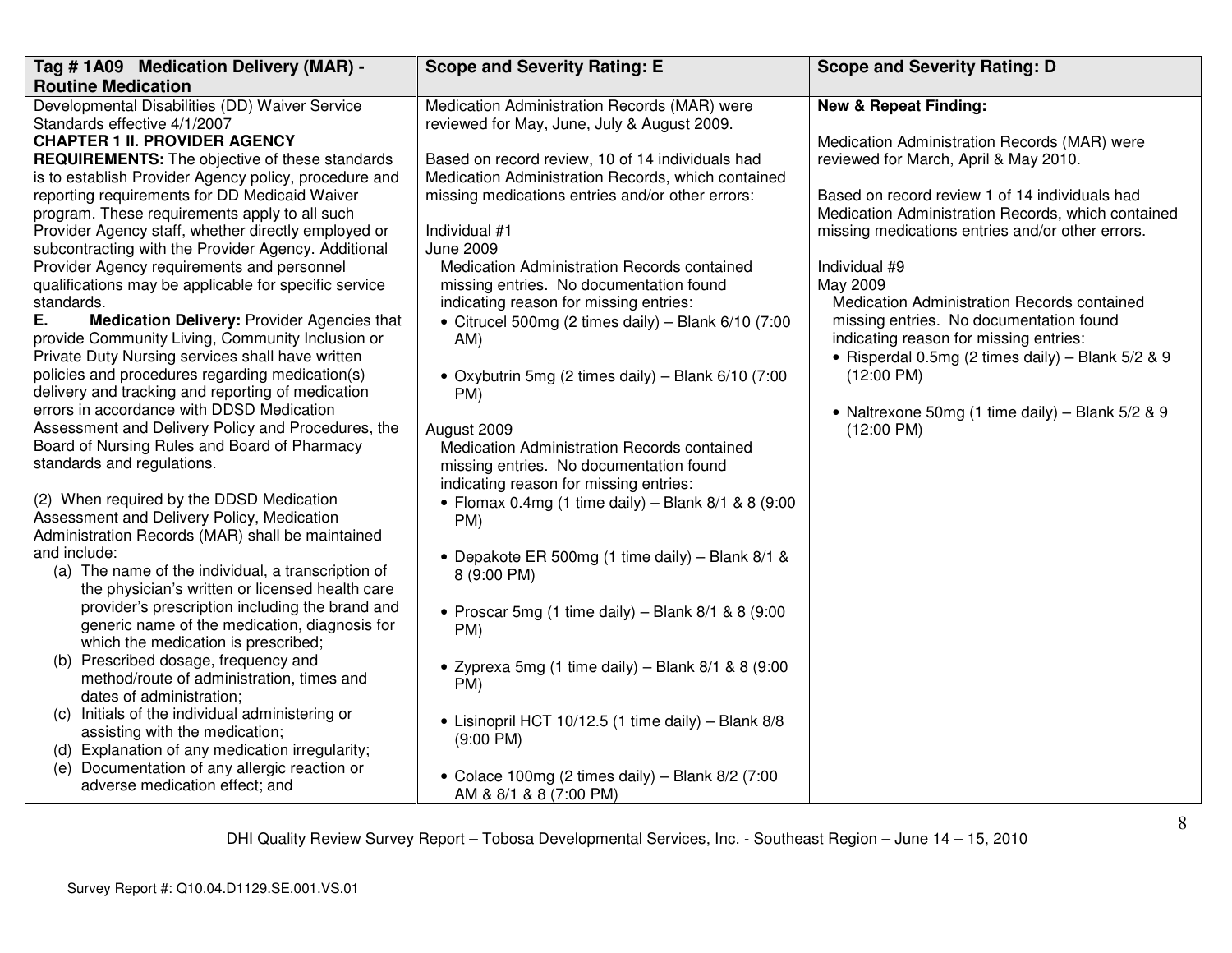| Tag # 1A09 Medication Delivery (MAR) - Routine Medication | Scope and Severity Rating: E | Scope and Severity Rating: D |
|---|---|---|
| Developmental Disabilities (DD) Waiver Service Standards effective 4/1/2007<br>**CHAPTER 1 II. PROVIDER AGENCY REQUIREMENTS:** The objective of these standards is to establish Provider Agency policy, procedure and reporting requirements for DD Medicaid Waiver program. These requirements apply to all such Provider Agency staff, whether directly employed or subcontracting with the Provider Agency. Additional Provider Agency requirements and personnel qualifications may be applicable for specific service standards.<br>**E. Medication Delivery:** Provider Agencies that provide Community Living, Community Inclusion or Private Duty Nursing services shall have written policies and procedures regarding medication(s) delivery and tracking and reporting of medication errors in accordance with DDSD Medication Assessment and Delivery Policy and Procedures, the Board of Nursing Rules and Board of Pharmacy standards and regulations.<br><br>(2) When required by the DDSD Medication Assessment and Delivery Policy, Medication Administration Records (MAR) shall be maintained and include:<br>(a) The name of the individual, a transcription of the physician's written or licensed health care provider's prescription including the brand and generic name of the medication, diagnosis for which the medication is prescribed;<br>(b) Prescribed dosage, frequency and method/route of administration, times and dates of administration;<br>(c) Initials of the individual administering or assisting with the medication;<br>(d) Explanation of any medication irregularity;<br>(e) Documentation of any allergic reaction or adverse medication effect; and | Medication Administration Records (MAR) were reviewed for May, June, July & August 2009.<br><br>Based on record review, 10 of 14 individuals had Medication Administration Records, which contained missing medications entries and/or other errors:<br><br>Individual #1<br>June 2009<br>Medication Administration Records contained missing entries. No documentation found indicating reason for missing entries:<br>• Citrucel 500mg (2 times daily) – Blank 6/10 (7:00 AM)<br><br>• Oxybutrin 5mg (2 times daily) – Blank 6/10 (7:00 PM)<br><br>August 2009<br>Medication Administration Records contained missing entries. No documentation found indicating reason for missing entries:<br>• Flomax 0.4mg (1 time daily) – Blank 8/1 & 8 (9:00 PM)<br><br>• Depakote ER 500mg (1 time daily) – Blank 8/1 & 8 (9:00 PM)<br><br>• Proscar 5mg (1 time daily) – Blank 8/1 & 8 (9:00 PM)<br><br>• Zyprexa 5mg (1 time daily) – Blank 8/1 & 8 (9:00 PM)<br><br>• Lisinopril HCT 10/12.5 (1 time daily) – Blank 8/8 (9:00 PM)<br><br>• Colace 100mg (2 times daily) – Blank 8/2 (7:00 AM & 8/1 & 8 (7:00 PM) | **New & Repeat Finding:**<br><br>Medication Administration Records (MAR) were reviewed for March, April & May 2010.<br><br>Based on record review 1 of 14 individuals had Medication Administration Records, which contained missing medications entries and/or other errors.<br><br>Individual #9<br>May 2009<br>Medication Administration Records contained missing entries. No documentation found indicating reason for missing entries:<br>• Risperdal 0.5mg (2 times daily) – Blank 5/2 & 9 (12:00 PM)<br><br>• Naltrexone 50mg (1 time daily) – Blank 5/2 & 9 (12:00 PM) |

DHI Quality Review Survey Report – Tobosa Developmental Services, Inc. - Southeast Region – June 14 – 15, 2010

Survey Report #: Q10.04.D1129.SE.001.VS.01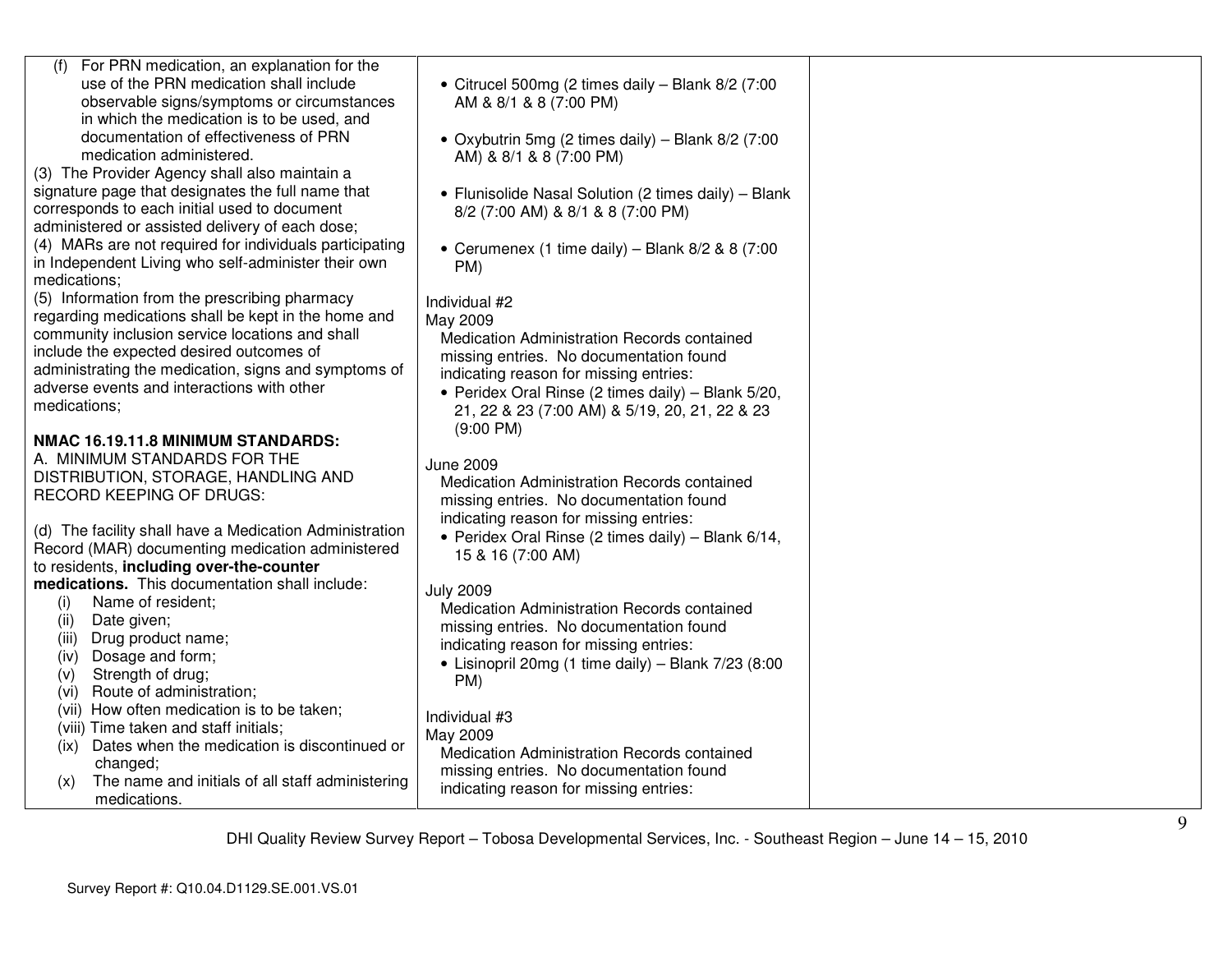| | | |
|---|---|---|
| (f) For PRN medication, an explanation for the use of the PRN medication shall include observable signs/symptoms or circumstances in which the medication is to be used, and documentation of effectiveness of PRN medication administered.<br>(3) The Provider Agency shall also maintain a signature page that designates the full name that corresponds to each initial used to document administered or assisted delivery of each dose;<br>(4) MARs are not required for individuals participating in Independent Living who self-administer their own medications;<br>(5) Information from the prescribing pharmacy regarding medications shall be kept in the home and community inclusion service locations and shall include the expected desired outcomes of administrating the medication, signs and symptoms of adverse events and interactions with other medications;<br><br>**NMAC 16.19.11.8 MINIMUM STANDARDS:**<br>A. MINIMUM STANDARDS FOR THE DISTRIBUTION, STORAGE, HANDLING AND RECORD KEEPING OF DRUGS:<br><br>(d) The facility shall have a Medication Administration Record (MAR) documenting medication administered to residents, **including over-the-counter medications.** This documentation shall include:<br>(i) Name of resident;<br>(ii) Date given;<br>(iii) Drug product name;<br>(iv) Dosage and form;<br>(v) Strength of drug;<br>(vi) Route of administration;<br>(vii) How often medication is to be taken;<br>(viii) Time taken and staff initials;<br>(ix) Dates when the medication is discontinued or changed;<br>(x) The name and initials of all staff administering medications. | • Citrucel 500mg (2 times daily – Blank 8/2 (7:00 AM & 8/1 & 8 (7:00 PM)<br><br>• Oxybutrin 5mg (2 times daily) – Blank 8/2 (7:00 AM) & 8/1 & 8 (7:00 PM)<br><br>• Flunisolide Nasal Solution (2 times daily) – Blank 8/2 (7:00 AM) & 8/1 & 8 (7:00 PM)<br><br>• Cerumenex (1 time daily) – Blank 8/2 & 8 (7:00 PM)<br><br>Individual #2<br>May 2009<br>Medication Administration Records contained missing entries. No documentation found indicating reason for missing entries:<br>• Peridex Oral Rinse (2 times daily) – Blank 5/20, 21, 22 & 23 (7:00 AM) & 5/19, 20, 21, 22 & 23 (9:00 PM)<br><br>June 2009<br>Medication Administration Records contained missing entries. No documentation found indicating reason for missing entries:<br>• Peridex Oral Rinse (2 times daily) – Blank 6/14, 15 & 16 (7:00 AM)<br><br>July 2009<br>Medication Administration Records contained missing entries. No documentation found indicating reason for missing entries:<br>• Lisinopril 20mg (1 time daily) – Blank 7/23 (8:00 PM)<br><br>Individual #3<br>May 2009<br>Medication Administration Records contained missing entries. No documentation found indicating reason for missing entries: | |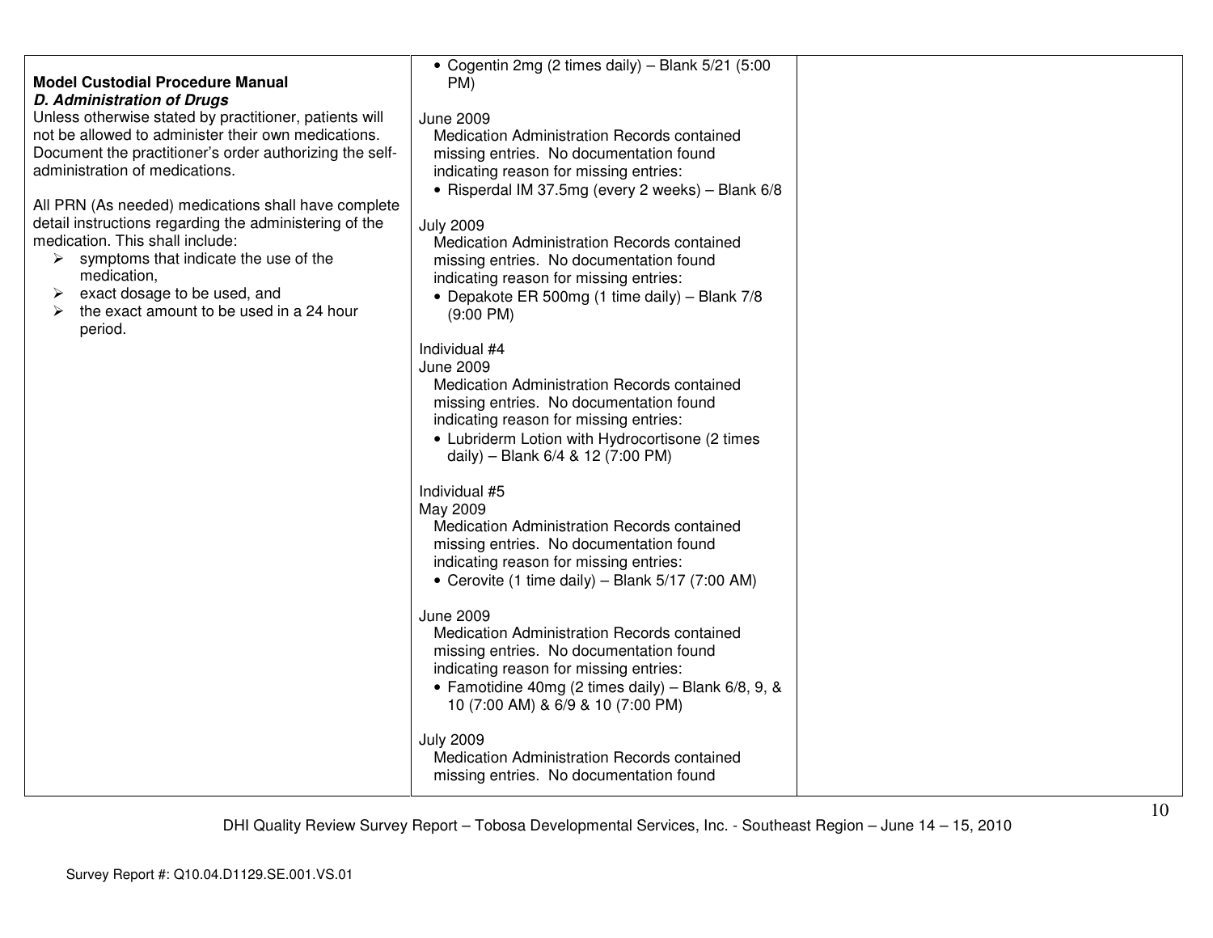| | | |
|---|---|---|
| **Model Custodial Procedure Manual**<br>***D. Administration of Drugs***<br>Unless otherwise stated by practitioner, patients will not be allowed to administer their own medications. Document the practitioner's order authorizing the self-administration of medications.<br><br>All PRN (As needed) medications shall have complete detail instructions regarding the administering of the medication. This shall include:<br>➢ symptoms that indicate the use of the medication,<br>➢ exact dosage to be used, and<br>➢ the exact amount to be used in a 24 hour period. | • Cogentin 2mg (2 times daily) – Blank 5/21 (5:00 PM)<br><br>June 2009<br>Medication Administration Records contained missing entries. No documentation found indicating reason for missing entries:<br>• Risperdal IM 37.5mg (every 2 weeks) – Blank 6/8<br><br>July 2009<br>Medication Administration Records contained missing entries. No documentation found indicating reason for missing entries:<br>• Depakote ER 500mg (1 time daily) – Blank 7/8 (9:00 PM)<br><br>Individual #4<br>June 2009<br>Medication Administration Records contained missing entries. No documentation found indicating reason for missing entries:<br>• Lubriderm Lotion with Hydrocortisone (2 times daily) – Blank 6/4 & 12 (7:00 PM)<br><br>Individual #5<br>May 2009<br>Medication Administration Records contained missing entries. No documentation found indicating reason for missing entries:<br>• Cerovite (1 time daily) – Blank 5/17 (7:00 AM)<br><br>June 2009<br>Medication Administration Records contained missing entries. No documentation found indicating reason for missing entries:<br>• Famotidine 40mg (2 times daily) – Blank 6/8, 9, & 10 (7:00 AM) & 6/9 & 10 (7:00 PM)<br><br>July 2009<br>Medication Administration Records contained missing entries. No documentation found | |

DHI Quality Review Survey Report – Tobosa Developmental Services, Inc. - Southeast Region – June 14 – 15, 2010

Survey Report #: Q10.04.D1129.SE.001.VS.01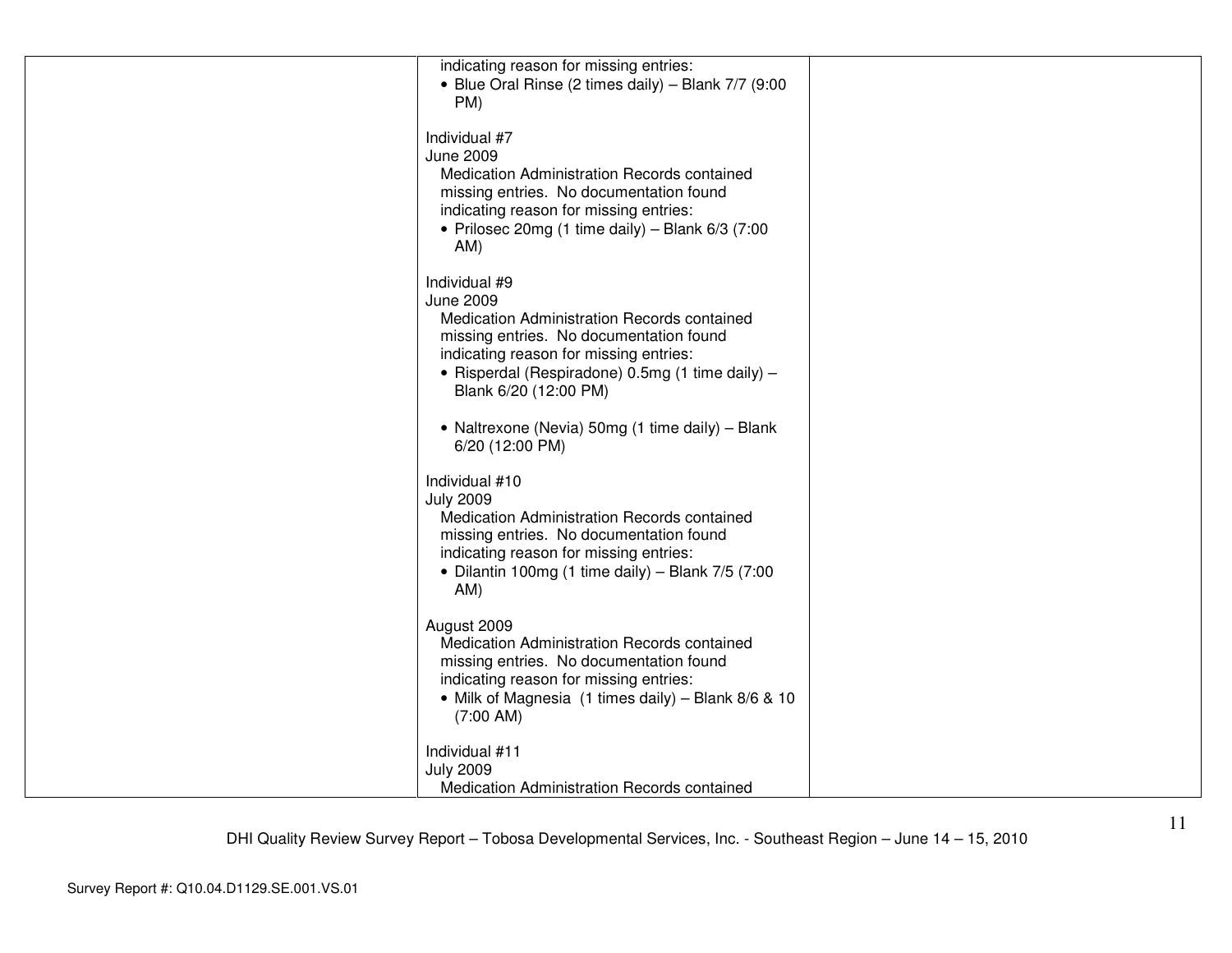| | | |
|---|---|---|
| | indicating reason for missing entries:<br>• Blue Oral Rinse (2 times daily) – Blank 7/7 (9:00 PM)<br><br>Individual #7<br>June 2009<br>Medication Administration Records contained missing entries. No documentation found indicating reason for missing entries:<br>• Prilosec 20mg (1 time daily) – Blank 6/3 (7:00 AM)<br><br>Individual #9<br>June 2009<br>Medication Administration Records contained missing entries. No documentation found indicating reason for missing entries:<br>• Risperdal (Respiradone) 0.5mg (1 time daily) – Blank 6/20 (12:00 PM)<br><br>• Naltrexone (Nevia) 50mg (1 time daily) – Blank 6/20 (12:00 PM)<br><br>Individual #10<br>July 2009<br>Medication Administration Records contained missing entries. No documentation found indicating reason for missing entries:<br>• Dilantin 100mg (1 time daily) – Blank 7/5 (7:00 AM)<br><br>August 2009<br>Medication Administration Records contained missing entries. No documentation found indicating reason for missing entries:<br>• Milk of Magnesia (1 times daily) – Blank 8/6 & 10 (7:00 AM)<br><br>Individual #11<br>July 2009<br>Medication Administration Records contained | |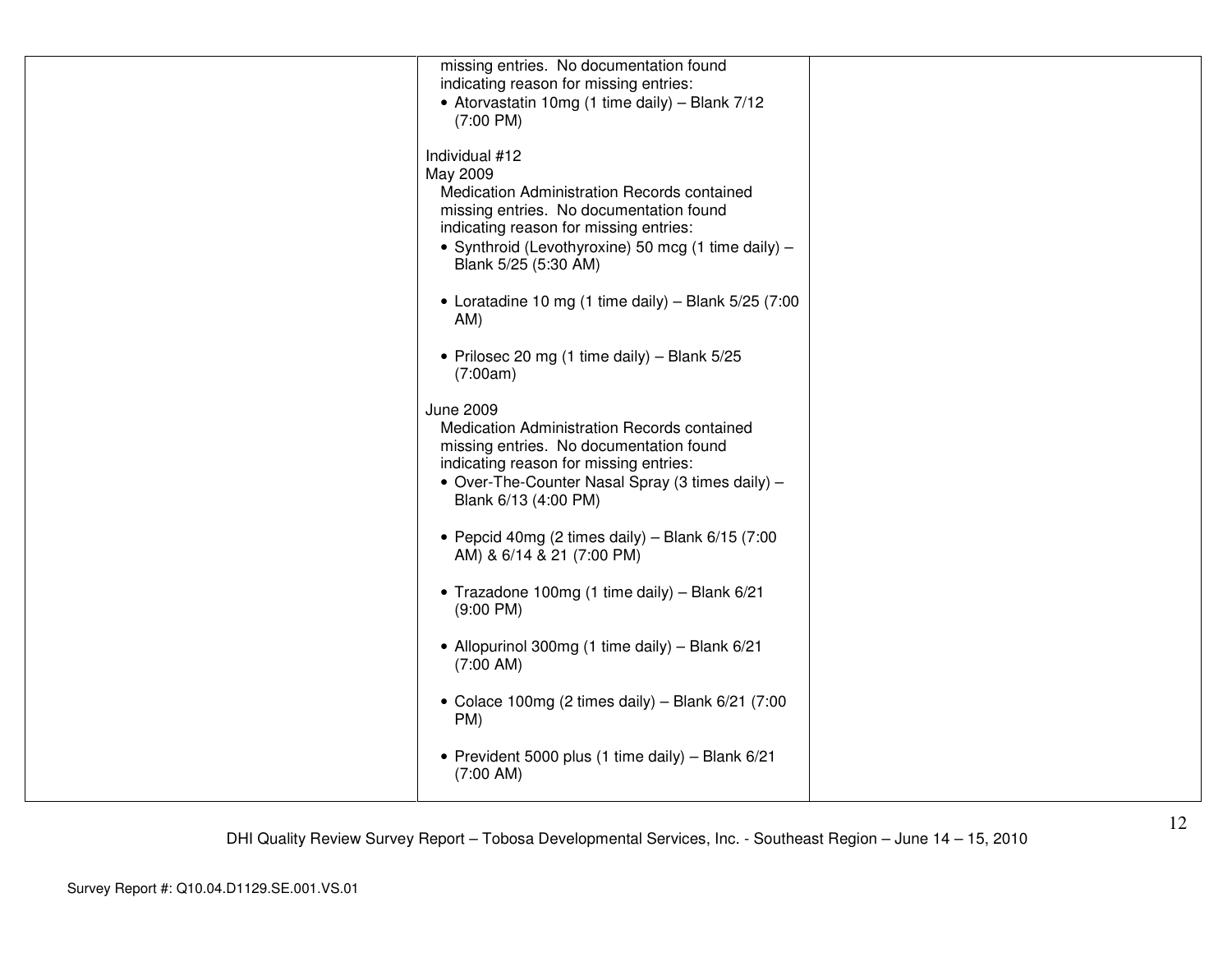| | | |
|---|---|---|
| | missing entries. No documentation found indicating reason for missing entries:<br>• Atorvastatin 10mg (1 time daily) – Blank 7/12 (7:00 PM)<br><br>Individual #12<br>May 2009<br>Medication Administration Records contained missing entries. No documentation found indicating reason for missing entries:<br>• Synthroid (Levothyroxine) 50 mcg (1 time daily) – Blank 5/25 (5:30 AM)<br><br>• Loratadine 10 mg (1 time daily) – Blank 5/25 (7:00 AM)<br><br>• Prilosec 20 mg (1 time daily) – Blank 5/25 (7:00am)<br><br>June 2009<br>Medication Administration Records contained missing entries. No documentation found indicating reason for missing entries:<br>• Over-The-Counter Nasal Spray (3 times daily) – Blank 6/13 (4:00 PM)<br><br>• Pepcid 40mg (2 times daily) – Blank 6/15 (7:00 AM) & 6/14 & 21 (7:00 PM)<br><br>• Trazadone 100mg (1 time daily) – Blank 6/21 (9:00 PM)<br><br>• Allopurinol 300mg (1 time daily) – Blank 6/21 (7:00 AM)<br><br>• Colace 100mg (2 times daily) – Blank 6/21 (7:00 PM)<br><br>• Prevident 5000 plus (1 time daily) – Blank 6/21 (7:00 AM) | |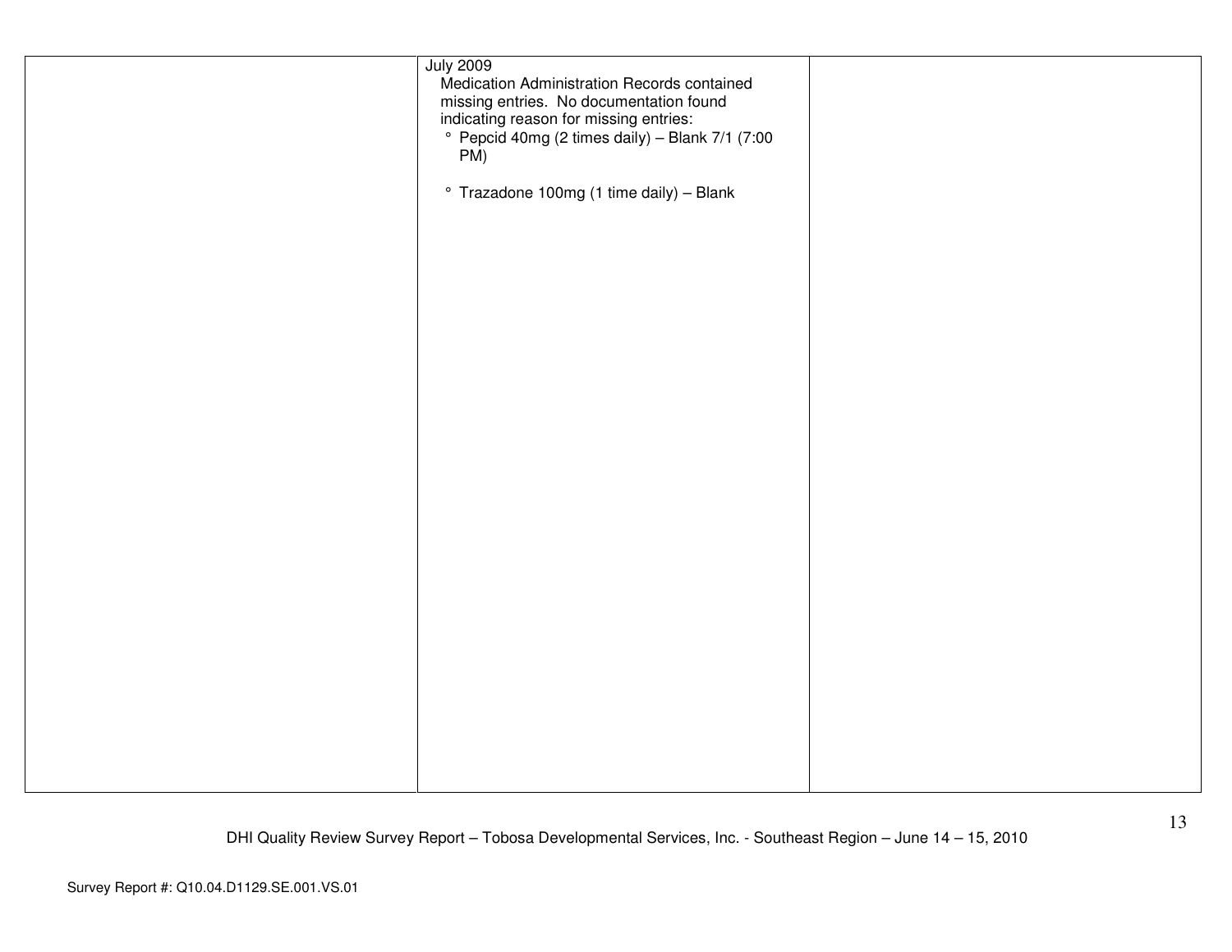| | | |
|---|---|---|
| | July 2009<br>Medication Administration Records contained missing entries. No documentation found indicating reason for missing entries:<br>° Pepcid 40mg (2 times daily) – Blank 7/1 (7:00 PM)<br><br>° Trazadone 100mg (1 time daily) – Blank | |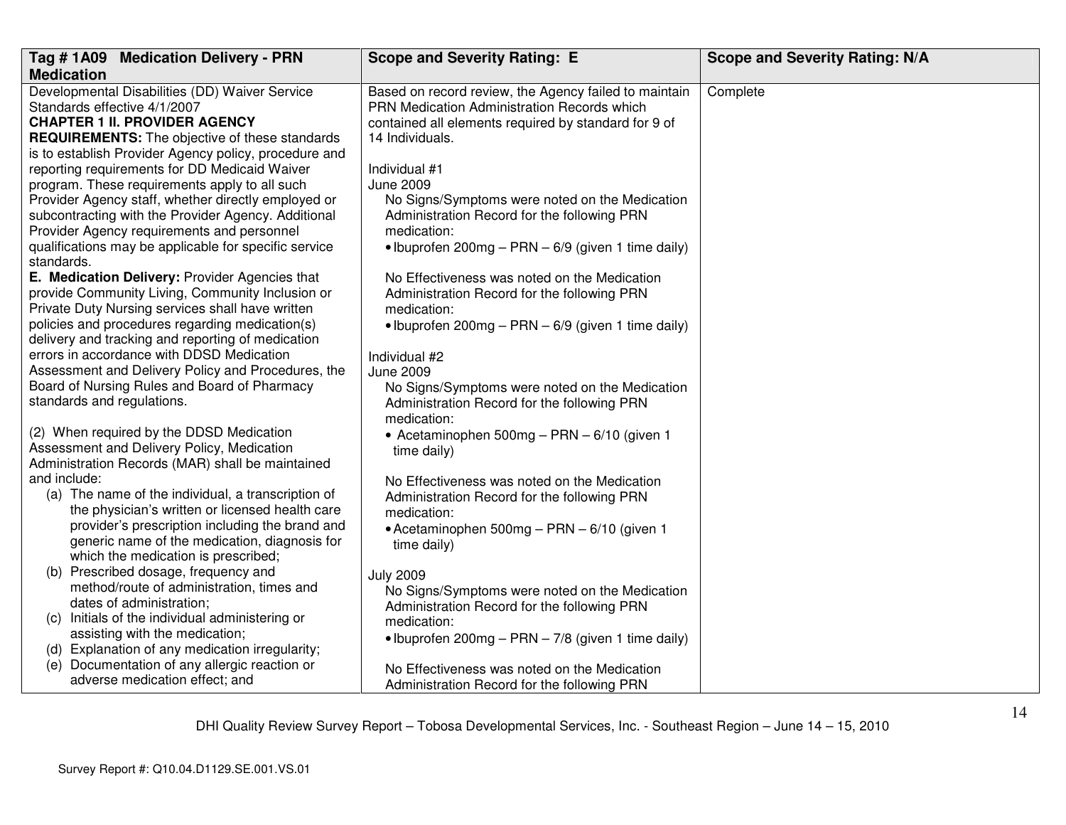| Tag # 1A09 Medication Delivery - PRN Medication | Scope and Severity Rating: E | Scope and Severity Rating: N/A |
|---|---|---|
| Developmental Disabilities (DD) Waiver Service Standards effective 4/1/2007<br>**CHAPTER 1 II. PROVIDER AGENCY REQUIREMENTS:** The objective of these standards is to establish Provider Agency policy, procedure and reporting requirements for DD Medicaid Waiver program. These requirements apply to all such Provider Agency staff, whether directly employed or subcontracting with the Provider Agency. Additional Provider Agency requirements and personnel qualifications may be applicable for specific service standards.<br>**E. Medication Delivery:** Provider Agencies that provide Community Living, Community Inclusion or Private Duty Nursing services shall have written policies and procedures regarding medication(s) delivery and tracking and reporting of medication errors in accordance with DDSD Medication Assessment and Delivery Policy and Procedures, the Board of Nursing Rules and Board of Pharmacy standards and regulations.<br><br>(2) When required by the DDSD Medication Assessment and Delivery Policy, Medication Administration Records (MAR) shall be maintained and include:<br>(a) The name of the individual, a transcription of the physician's written or licensed health care provider's prescription including the brand and generic name of the medication, diagnosis for which the medication is prescribed;<br>(b) Prescribed dosage, frequency and method/route of administration, times and dates of administration;<br>(c) Initials of the individual administering or assisting with the medication;<br>(d) Explanation of any medication irregularity;<br>(e) Documentation of any allergic reaction or adverse medication effect; and | Based on record review, the Agency failed to maintain PRN Medication Administration Records which contained all elements required by standard for 9 of 14 Individuals.<br><br>Individual #1<br>June 2009<br>No Signs/Symptoms were noted on the Medication Administration Record for the following PRN medication:<br>• Ibuprofen 200mg – PRN – 6/9 (given 1 time daily)<br><br>No Effectiveness was noted on the Medication Administration Record for the following PRN medication:<br>• Ibuprofen 200mg – PRN – 6/9 (given 1 time daily)<br><br>Individual #2<br>June 2009<br>No Signs/Symptoms were noted on the Medication Administration Record for the following PRN medication:<br>• Acetaminophen 500mg – PRN – 6/10 (given 1 time daily)<br><br>No Effectiveness was noted on the Medication Administration Record for the following PRN medication:<br>• Acetaminophen 500mg – PRN – 6/10 (given 1 time daily)<br><br>July 2009<br>No Signs/Symptoms were noted on the Medication Administration Record for the following PRN medication:<br>• Ibuprofen 200mg – PRN – 7/8 (given 1 time daily)<br><br>No Effectiveness was noted on the Medication Administration Record for the following PRN | Complete |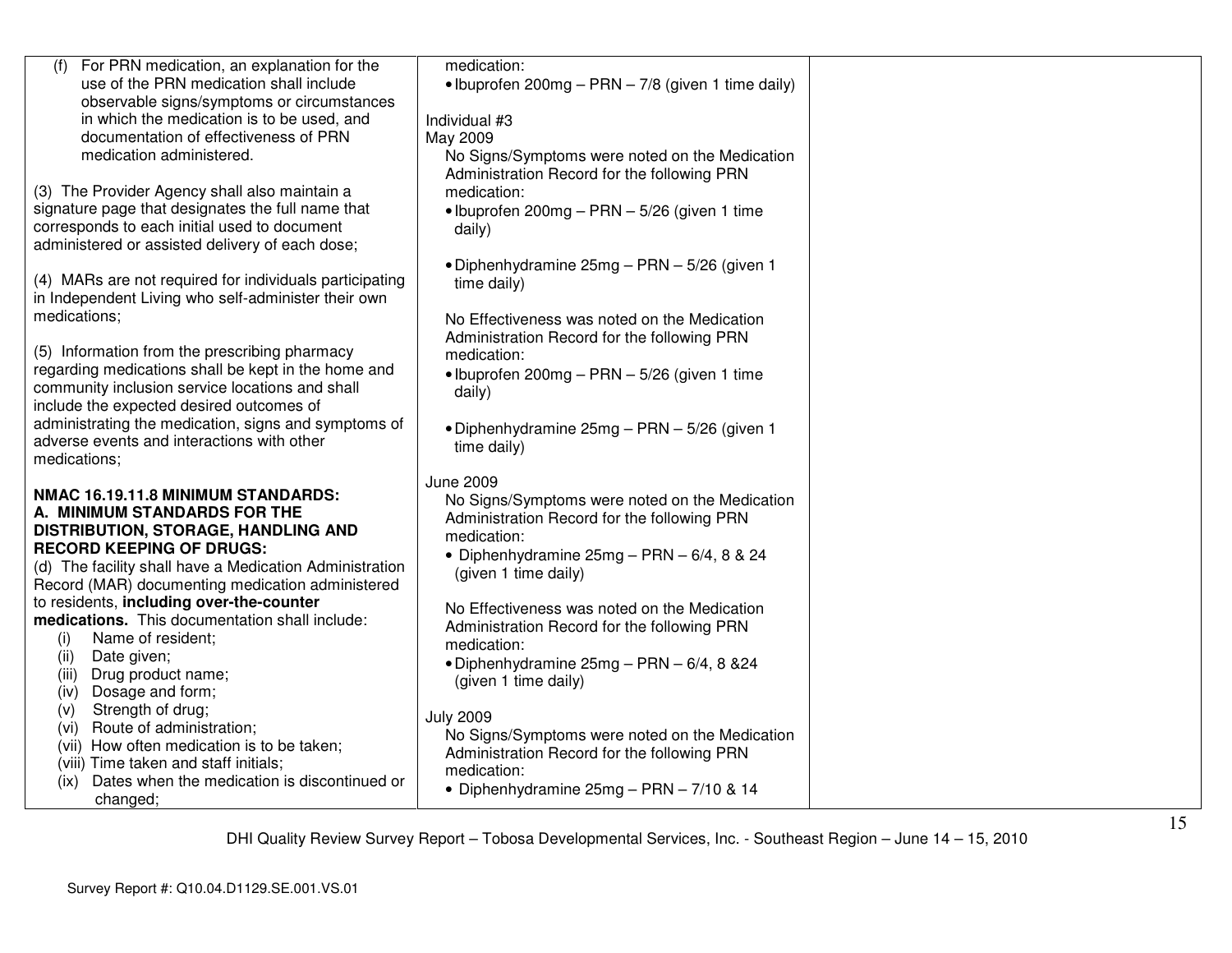| | | |
|---|---|---|
| (f) For PRN medication, an explanation for the use of the PRN medication shall include observable signs/symptoms or circumstances in which the medication is to be used, and documentation of effectiveness of PRN medication administered.<br><br>(3) The Provider Agency shall also maintain a signature page that designates the full name that corresponds to each initial used to document administered or assisted delivery of each dose;<br><br>(4) MARs are not required for individuals participating in Independent Living who self-administer their own medications;<br><br>(5) Information from the prescribing pharmacy regarding medications shall be kept in the home and community inclusion service locations and shall include the expected desired outcomes of administrating the medication, signs and symptoms of adverse events and interactions with other medications;<br><br>**NMAC 16.19.11.8 MINIMUM STANDARDS: A. MINIMUM STANDARDS FOR THE DISTRIBUTION, STORAGE, HANDLING AND RECORD KEEPING OF DRUGS:**<br>(d) The facility shall have a Medication Administration Record (MAR) documenting medication administered to residents, **including over-the-counter medications.** This documentation shall include:<br>(i) Name of resident;<br>(ii) Date given;<br>(iii) Drug product name;<br>(iv) Dosage and form;<br>(v) Strength of drug;<br>(vi) Route of administration;<br>(vii) How often medication is to be taken;<br>(viii) Time taken and staff initials;<br>(ix) Dates when the medication is discontinued or changed; | medication:<br>• Ibuprofen 200mg – PRN – 7/8 (given 1 time daily)<br><br>Individual #3<br>May 2009<br>No Signs/Symptoms were noted on the Medication Administration Record for the following PRN medication:<br>• Ibuprofen 200mg – PRN – 5/26 (given 1 time daily)<br><br>• Diphenhydramine 25mg – PRN – 5/26 (given 1 time daily)<br><br>No Effectiveness was noted on the Medication Administration Record for the following PRN medication:<br>• Ibuprofen 200mg – PRN – 5/26 (given 1 time daily)<br><br>• Diphenhydramine 25mg – PRN – 5/26 (given 1 time daily)<br><br>June 2009<br>No Signs/Symptoms were noted on the Medication Administration Record for the following PRN medication:<br>• Diphenhydramine 25mg – PRN – 6/4, 8 & 24 (given 1 time daily)<br><br>No Effectiveness was noted on the Medication Administration Record for the following PRN medication:<br>• Diphenhydramine 25mg – PRN – 6/4, 8 &24 (given 1 time daily)<br><br>July 2009<br>No Signs/Symptoms were noted on the Medication Administration Record for the following PRN medication:<br>• Diphenhydramine 25mg – PRN – 7/10 & 14 | |

DHI Quality Review Survey Report – Tobosa Developmental Services, Inc. - Southeast Region – June 14 – 15, 2010

Survey Report #: Q10.04.D1129.SE.001.VS.01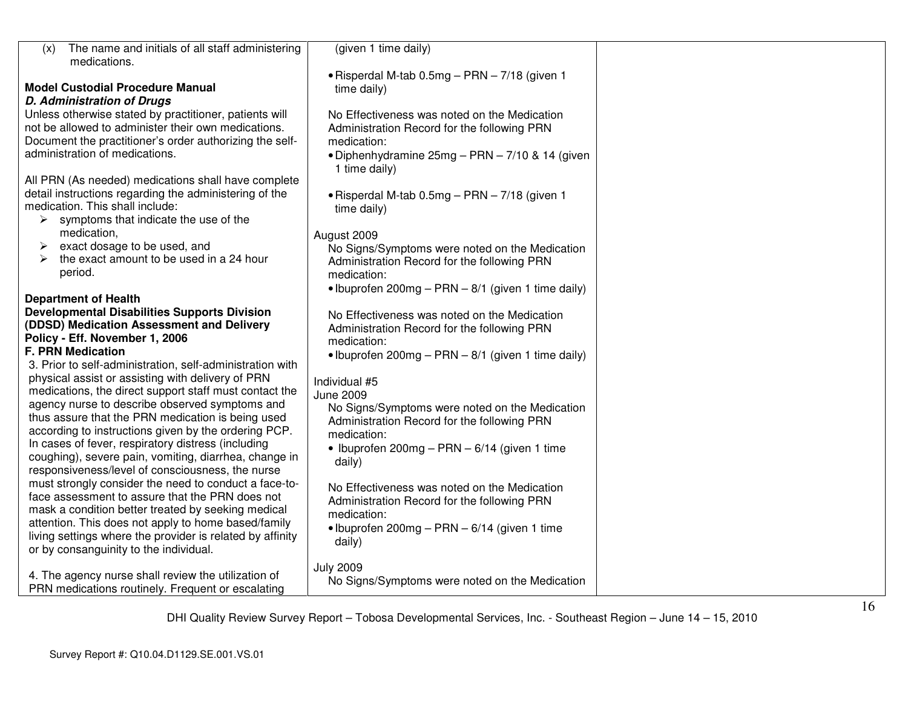| | | |
|---|---|---|
| (x) The name and initials of all staff administering medications.<br><br>**Model Custodial Procedure Manual**<br>***D. Administration of Drugs***<br>Unless otherwise stated by practitioner, patients will not be allowed to administer their own medications. Document the practitioner's order authorizing the self-administration of medications.<br><br>All PRN (As needed) medications shall have complete detail instructions regarding the administering of the medication. This shall include:<br>➢ symptoms that indicate the use of the medication,<br>➢ exact dosage to be used, and<br>➢ the exact amount to be used in a 24 hour period.<br><br>**Department of Health**<br>**Developmental Disabilities Supports Division (DDSD) Medication Assessment and Delivery Policy - Eff. November 1, 2006**<br>**F. PRN Medication**<br>3. Prior to self-administration, self-administration with physical assist or assisting with delivery of PRN medications, the direct support staff must contact the agency nurse to describe observed symptoms and thus assure that the PRN medication is being used according to instructions given by the ordering PCP. In cases of fever, respiratory distress (including coughing), severe pain, vomiting, diarrhea, change in responsiveness/level of consciousness, the nurse must strongly consider the need to conduct a face-to-face assessment to assure that the PRN does not mask a condition better treated by seeking medical attention. This does not apply to home based/family living settings where the provider is related by affinity or by consanguinity to the individual.<br><br>4. The agency nurse shall review the utilization of PRN medications routinely. Frequent or escalating | (given 1 time daily)<br><br>• Risperdal M-tab 0.5mg – PRN – 7/18 (given 1 time daily)<br><br>No Effectiveness was noted on the Medication Administration Record for the following PRN medication:<br>• Diphenhydramine 25mg – PRN – 7/10 & 14 (given 1 time daily)<br><br>• Risperdal M-tab 0.5mg – PRN – 7/18 (given 1 time daily)<br><br>August 2009<br>No Signs/Symptoms were noted on the Medication Administration Record for the following PRN medication:<br>• Ibuprofen 200mg – PRN – 8/1 (given 1 time daily)<br><br>No Effectiveness was noted on the Medication Administration Record for the following PRN medication:<br>• Ibuprofen 200mg – PRN – 8/1 (given 1 time daily)<br><br>Individual #5<br>June 2009<br>No Signs/Symptoms were noted on the Medication Administration Record for the following PRN medication:<br>• Ibuprofen 200mg – PRN – 6/14 (given 1 time daily)<br><br>No Effectiveness was noted on the Medication Administration Record for the following PRN medication:<br>• Ibuprofen 200mg – PRN – 6/14 (given 1 time daily)<br><br>July 2009<br>No Signs/Symptoms were noted on the Medication | |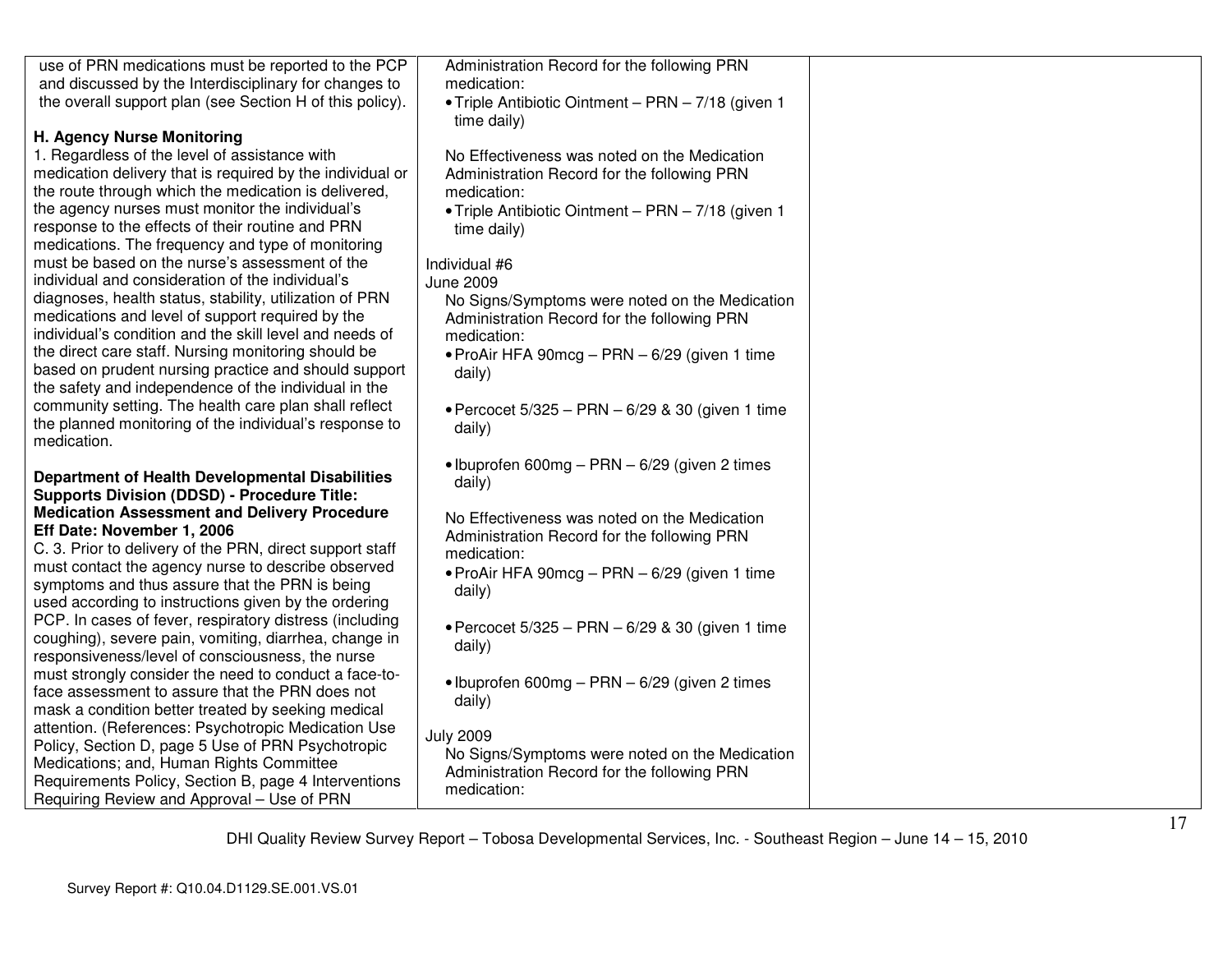| | | |
|---|---|---|
| use of PRN medications must be reported to the PCP and discussed by the Interdisciplinary for changes to the overall support plan (see Section H of this policy).<br><br>**H. Agency Nurse Monitoring**<br>1. Regardless of the level of assistance with medication delivery that is required by the individual or the route through which the medication is delivered, the agency nurses must monitor the individual's response to the effects of their routine and PRN medications. The frequency and type of monitoring must be based on the nurse's assessment of the individual and consideration of the individual's diagnoses, health status, stability, utilization of PRN medications and level of support required by the individual's condition and the skill level and needs of the direct care staff. Nursing monitoring should be based on prudent nursing practice and should support the safety and independence of the individual in the community setting. The health care plan shall reflect the planned monitoring of the individual's response to medication.<br><br>**Department of Health Developmental Disabilities Supports Division (DDSD) - Procedure Title: Medication Assessment and Delivery Procedure Eff Date: November 1, 2006**<br>C. 3. Prior to delivery of the PRN, direct support staff must contact the agency nurse to describe observed symptoms and thus assure that the PRN is being used according to instructions given by the ordering PCP. In cases of fever, respiratory distress (including coughing), severe pain, vomiting, diarrhea, change in responsiveness/level of consciousness, the nurse must strongly consider the need to conduct a face-to-face assessment to assure that the PRN does not mask a condition better treated by seeking medical attention. (References: Psychotropic Medication Use Policy, Section D, page 5 Use of PRN Psychotropic Medications; and, Human Rights Committee Requirements Policy, Section B, page 4 Interventions Requiring Review and Approval – Use of PRN | Administration Record for the following PRN medication:<br>• Triple Antibiotic Ointment – PRN – 7/18 (given 1 time daily)<br><br>No Effectiveness was noted on the Medication Administration Record for the following PRN medication:<br>• Triple Antibiotic Ointment – PRN – 7/18 (given 1 time daily)<br><br>Individual #6<br>June 2009<br>No Signs/Symptoms were noted on the Medication Administration Record for the following PRN medication:<br>• ProAir HFA 90mcg – PRN – 6/29 (given 1 time daily)<br><br>• Percocet 5/325 – PRN – 6/29 & 30 (given 1 time daily)<br><br>• Ibuprofen 600mg – PRN – 6/29 (given 2 times daily)<br><br>No Effectiveness was noted on the Medication Administration Record for the following PRN medication:<br>• ProAir HFA 90mcg – PRN – 6/29 (given 1 time daily)<br><br>• Percocet 5/325 – PRN – 6/29 & 30 (given 1 time daily)<br><br>• Ibuprofen 600mg – PRN – 6/29 (given 2 times daily)<br><br>July 2009<br>No Signs/Symptoms were noted on the Medication Administration Record for the following PRN medication: | |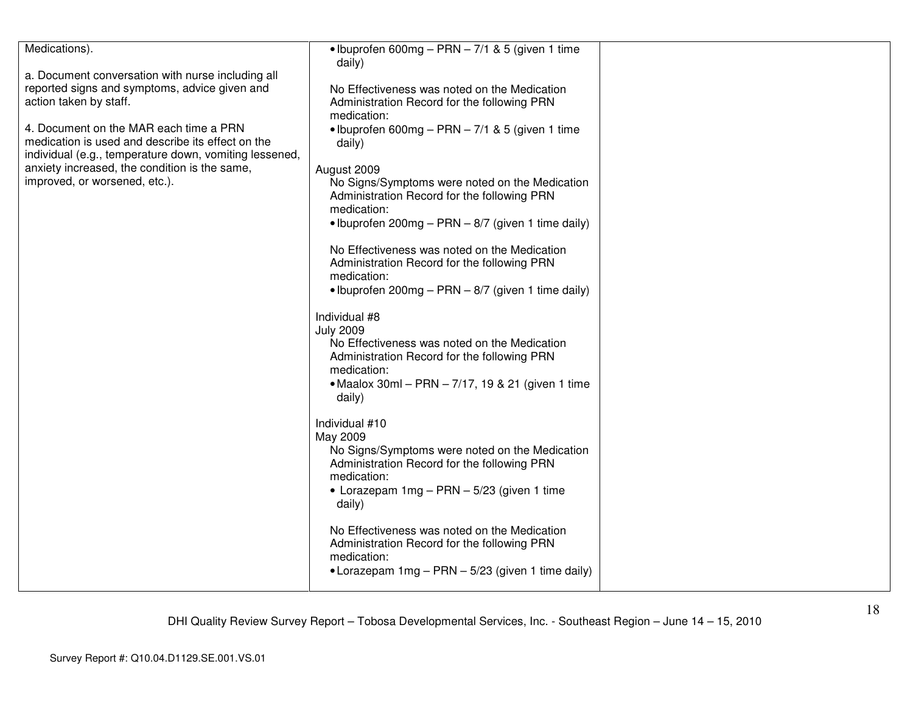| | | |
|---|---|---|
| Medications).<br><br>a. Document conversation with nurse including all reported signs and symptoms, advice given and action taken by staff.<br><br>4. Document on the MAR each time a PRN medication is used and describe its effect on the individual (e.g., temperature down, vomiting lessened, anxiety increased, the condition is the same, improved, or worsened, etc.). | • Ibuprofen 600mg – PRN – 7/1 & 5 (given 1 time daily)<br><br>No Effectiveness was noted on the Medication Administration Record for the following PRN medication:<br>• Ibuprofen 600mg – PRN – 7/1 & 5 (given 1 time daily)<br><br>August 2009<br>No Signs/Symptoms were noted on the Medication Administration Record for the following PRN medication:<br>• Ibuprofen 200mg – PRN – 8/7 (given 1 time daily)<br><br>No Effectiveness was noted on the Medication Administration Record for the following PRN medication:<br>• Ibuprofen 200mg – PRN – 8/7 (given 1 time daily)<br><br>Individual #8<br>July 2009<br>No Effectiveness was noted on the Medication Administration Record for the following PRN medication:<br>• Maalox 30ml – PRN – 7/17, 19 & 21 (given 1 time daily)<br><br>Individual #10<br>May 2009<br>No Signs/Symptoms were noted on the Medication Administration Record for the following PRN medication:<br>• Lorazepam 1mg – PRN – 5/23 (given 1 time daily)<br><br>No Effectiveness was noted on the Medication Administration Record for the following PRN medication:<br>• Lorazepam 1mg – PRN – 5/23 (given 1 time daily) | |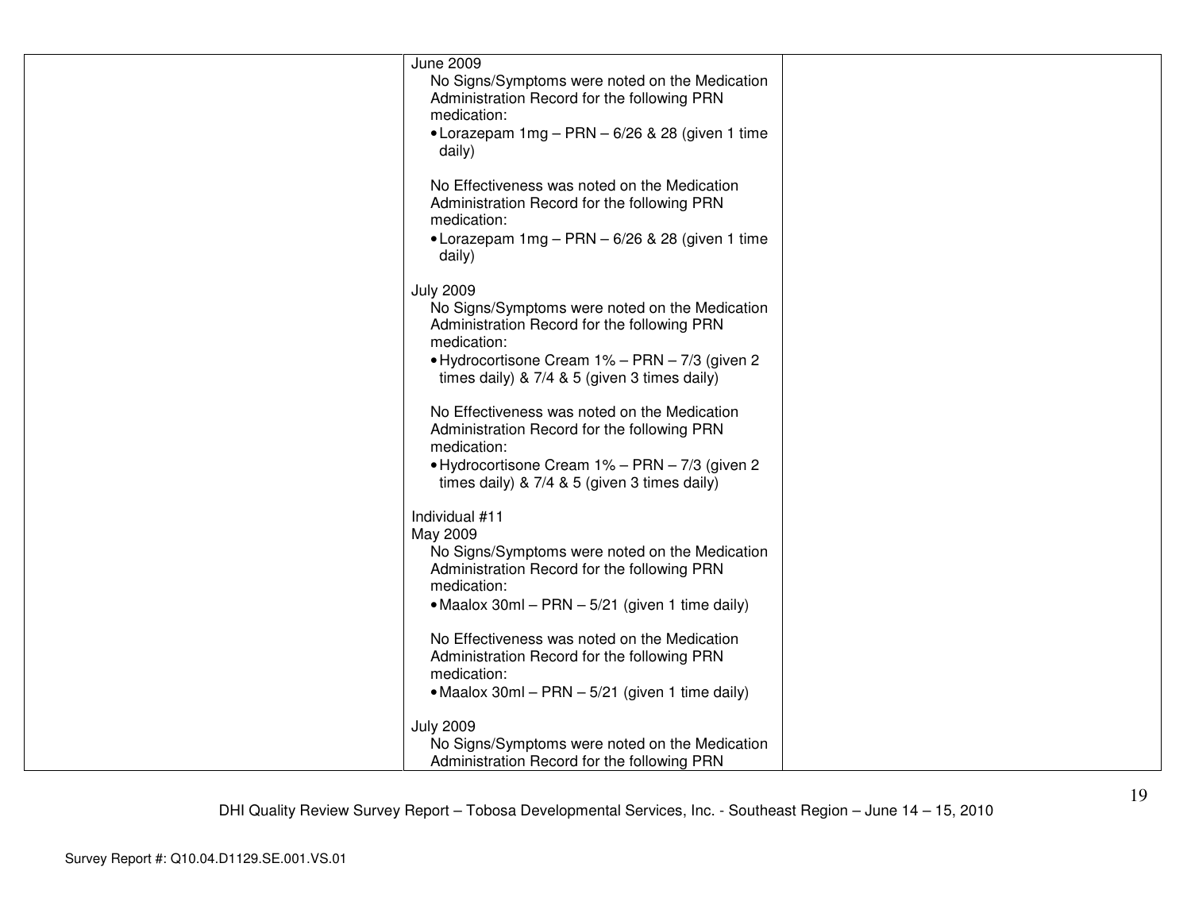| | | |
|---|---|---|
| | June 2009<br>No Signs/Symptoms were noted on the Medication Administration Record for the following PRN medication:<br>• Lorazepam 1mg – PRN – 6/26 & 28 (given 1 time daily)<br><br>No Effectiveness was noted on the Medication Administration Record for the following PRN medication:<br>• Lorazepam 1mg – PRN – 6/26 & 28 (given 1 time daily)<br><br>July 2009<br>No Signs/Symptoms were noted on the Medication Administration Record for the following PRN medication:<br>• Hydrocortisone Cream 1% – PRN – 7/3 (given 2 times daily) & 7/4 & 5 (given 3 times daily)<br><br>No Effectiveness was noted on the Medication Administration Record for the following PRN medication:<br>• Hydrocortisone Cream 1% – PRN – 7/3 (given 2 times daily) & 7/4 & 5 (given 3 times daily)<br><br>Individual #11<br>May 2009<br>No Signs/Symptoms were noted on the Medication Administration Record for the following PRN medication:<br>• Maalox 30ml – PRN – 5/21 (given 1 time daily)<br><br>No Effectiveness was noted on the Medication Administration Record for the following PRN medication:<br>• Maalox 30ml – PRN – 5/21 (given 1 time daily)<br><br>July 2009<br>No Signs/Symptoms were noted on the Medication Administration Record for the following PRN | |

DHI Quality Review Survey Report – Tobosa Developmental Services, Inc. - Southeast Region – June 14 – 15, 2010

Survey Report #: Q10.04.D1129.SE.001.VS.01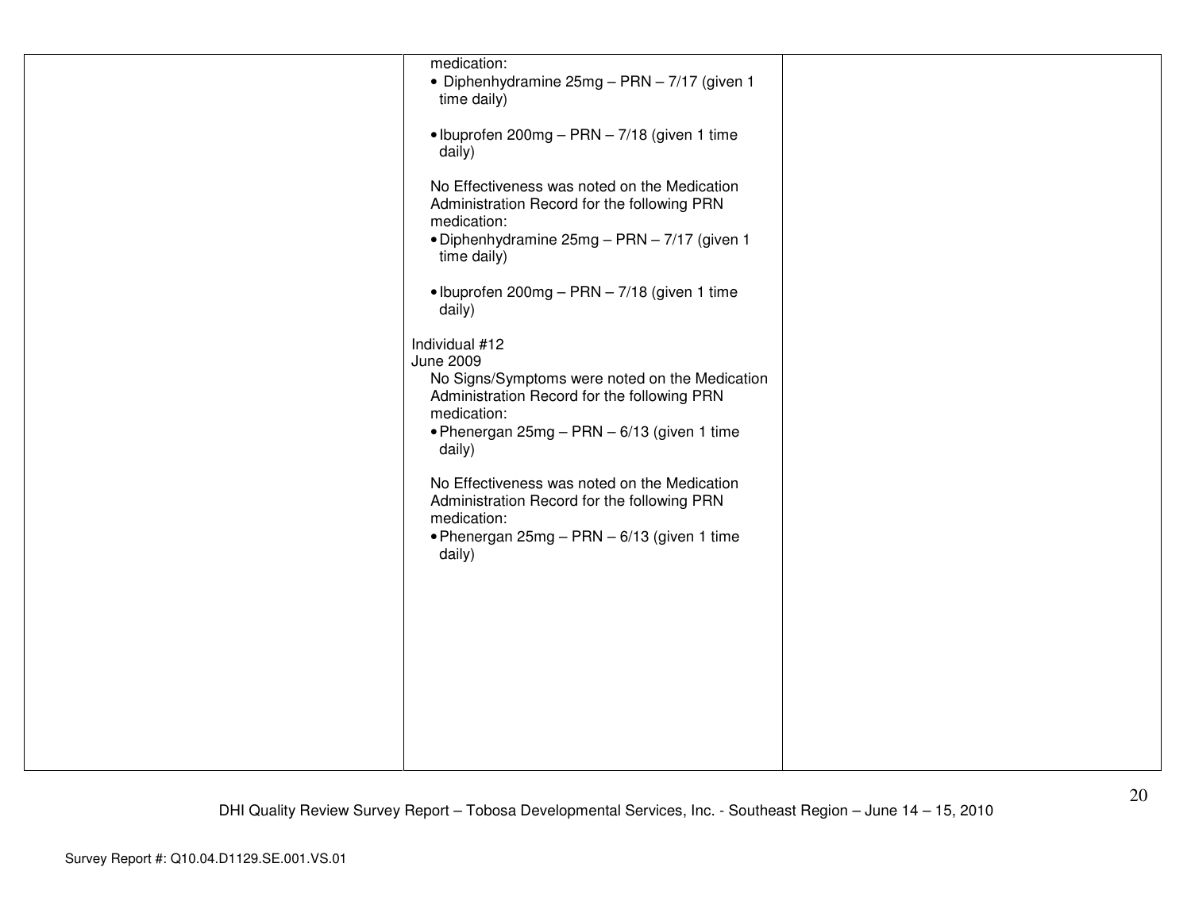| | | |
|---|---|---|
| | medication:<br>• Diphenhydramine 25mg – PRN – 7/17 (given 1 time daily)<br><br>• Ibuprofen 200mg – PRN – 7/18 (given 1 time daily)<br><br>No Effectiveness was noted on the Medication Administration Record for the following PRN medication:<br>• Diphenhydramine 25mg – PRN – 7/17 (given 1 time daily)<br><br>• Ibuprofen 200mg – PRN – 7/18 (given 1 time daily)<br><br>Individual #12<br>June 2009<br>No Signs/Symptoms were noted on the Medication Administration Record for the following PRN medication:<br>• Phenergan 25mg – PRN – 6/13 (given 1 time daily)<br><br>No Effectiveness was noted on the Medication Administration Record for the following PRN medication:<br>• Phenergan 25mg – PRN – 6/13 (given 1 time daily) | |

DHI Quality Review Survey Report – Tobosa Developmental Services, Inc. - Southeast Region – June 14 – 15, 2010

Survey Report #: Q10.04.D1129.SE.001.VS.01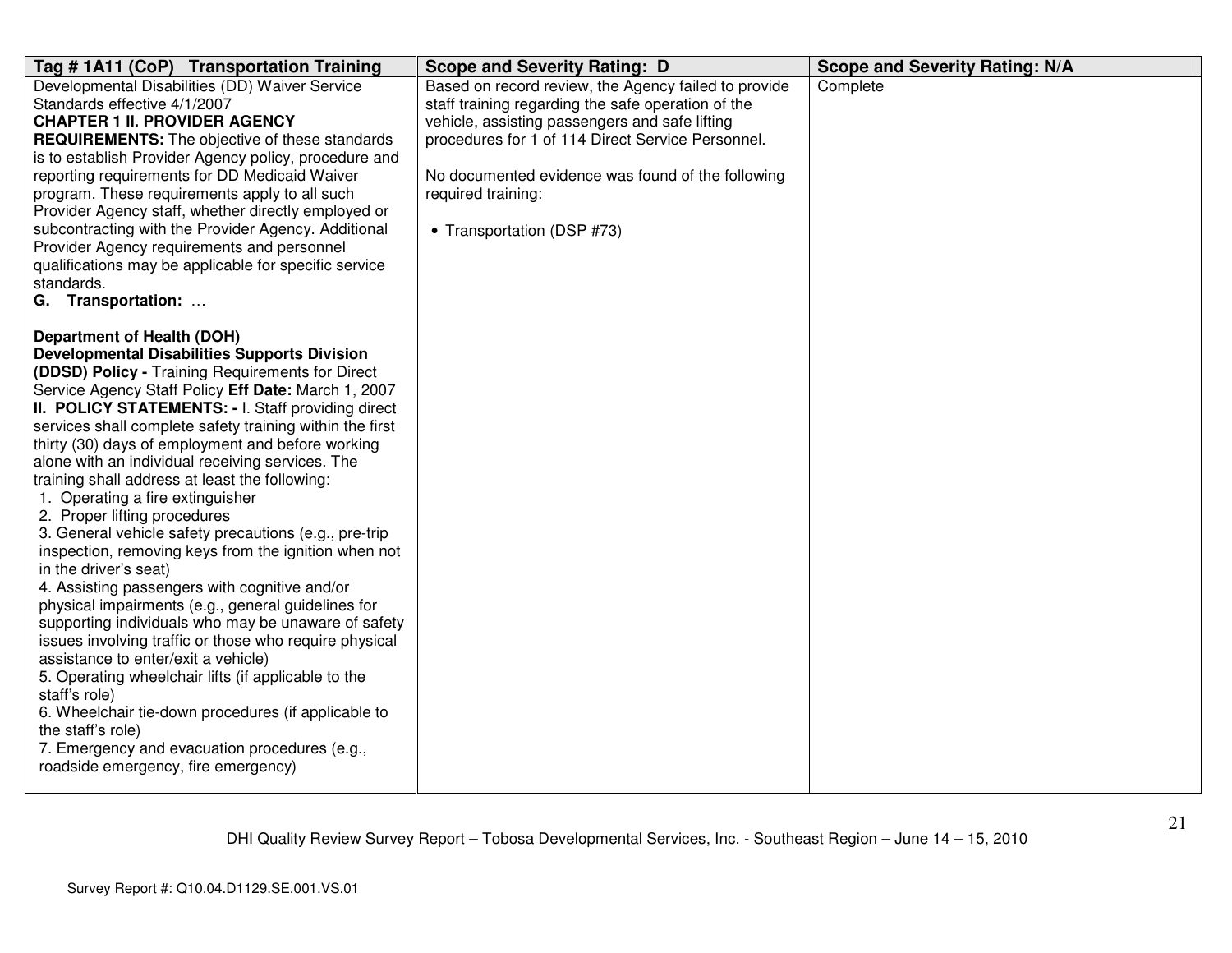| Tag # 1A11 (CoP) Transportation Training | Scope and Severity Rating: D | Scope and Severity Rating: N/A |
|---|---|---|
| Developmental Disabilities (DD) Waiver Service Standards effective 4/1/2007<br>**CHAPTER 1 II. PROVIDER AGENCY REQUIREMENTS:** The objective of these standards is to establish Provider Agency policy, procedure and reporting requirements for DD Medicaid Waiver program. These requirements apply to all such Provider Agency staff, whether directly employed or subcontracting with the Provider Agency. Additional Provider Agency requirements and personnel qualifications may be applicable for specific service standards.<br>**G. Transportation:** …<br><br>**Department of Health (DOH) Developmental Disabilities Supports Division (DDSD) Policy -** Training Requirements for Direct Service Agency Staff Policy **Eff Date:** March 1, 2007<br>**II. POLICY STATEMENTS: -** I. Staff providing direct services shall complete safety training within the first thirty (30) days of employment and before working alone with an individual receiving services. The training shall address at least the following:<br>1. Operating a fire extinguisher<br>2. Proper lifting procedures<br>3. General vehicle safety precautions (e.g., pre-trip inspection, removing keys from the ignition when not in the driver's seat)<br>4. Assisting passengers with cognitive and/or physical impairments (e.g., general guidelines for supporting individuals who may be unaware of safety issues involving traffic or those who require physical assistance to enter/exit a vehicle)<br>5. Operating wheelchair lifts (if applicable to the staff's role)<br>6. Wheelchair tie-down procedures (if applicable to the staff's role)<br>7. Emergency and evacuation procedures (e.g., roadside emergency, fire emergency) | Based on record review, the Agency failed to provide staff training regarding the safe operation of the vehicle, assisting passengers and safe lifting procedures for 1 of 114 Direct Service Personnel.<br><br>No documented evidence was found of the following required training:<br><br>• Transportation (DSP #73) | Complete |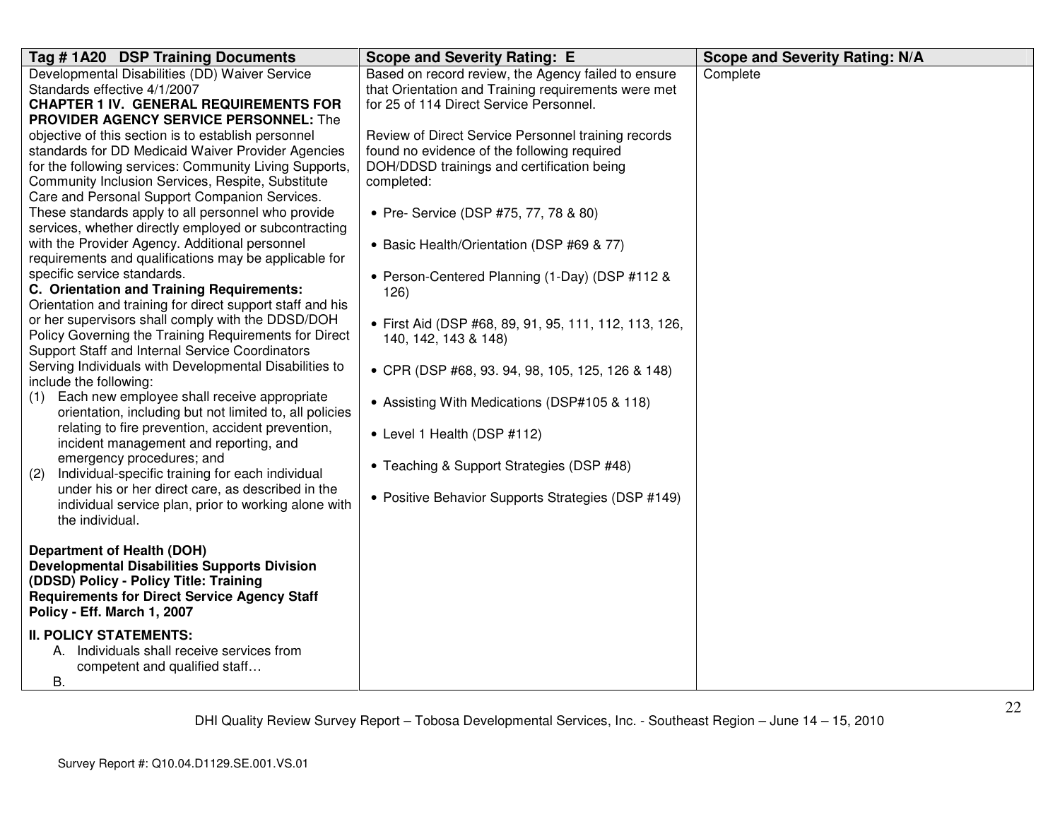| Tag # 1A20 DSP Training Documents | Scope and Severity Rating: E | Scope and Severity Rating: N/A |
|---|---|---|
| Developmental Disabilities (DD) Waiver Service Standards effective 4/1/2007<br>**CHAPTER 1 IV. GENERAL REQUIREMENTS FOR PROVIDER AGENCY SERVICE PERSONNEL:** The objective of this section is to establish personnel standards for DD Medicaid Waiver Provider Agencies for the following services: Community Living Supports, Community Inclusion Services, Respite, Substitute Care and Personal Support Companion Services. These standards apply to all personnel who provide services, whether directly employed or subcontracting with the Provider Agency. Additional personnel requirements and qualifications may be applicable for specific service standards.<br>**C. Orientation and Training Requirements:** Orientation and training for direct support staff and his or her supervisors shall comply with the DDSD/DOH Policy Governing the Training Requirements for Direct Support Staff and Internal Service Coordinators Serving Individuals with Developmental Disabilities to include the following:<br>(1) Each new employee shall receive appropriate orientation, including but not limited to, all policies relating to fire prevention, accident prevention, incident management and reporting, and emergency procedures; and<br>(2) Individual-specific training for each individual under his or her direct care, as described in the individual service plan, prior to working alone with the individual.<br><br>**Department of Health (DOH) Developmental Disabilities Supports Division (DDSD) Policy - Policy Title: Training Requirements for Direct Service Agency Staff Policy - Eff. March 1, 2007**<br><br>**II. POLICY STATEMENTS:**<br>A. Individuals shall receive services from competent and qualified staff…<br>B. | Based on record review, the Agency failed to ensure that Orientation and Training requirements were met for 25 of 114 Direct Service Personnel.<br><br>Review of Direct Service Personnel training records found no evidence of the following required DOH/DDSD trainings and certification being completed:<br><br>• Pre- Service (DSP #75, 77, 78 & 80)<br><br>• Basic Health/Orientation (DSP #69 & 77)<br><br>• Person-Centered Planning (1-Day) (DSP #112 & 126)<br><br>• First Aid (DSP #68, 89, 91, 95, 111, 112, 113, 126, 140, 142, 143 & 148)<br><br>• CPR (DSP #68, 93. 94, 98, 105, 125, 126 & 148)<br><br>• Assisting With Medications (DSP#105 & 118)<br><br>• Level 1 Health (DSP #112)<br><br>• Teaching & Support Strategies (DSP #48)<br><br>• Positive Behavior Supports Strategies (DSP #149) | Complete |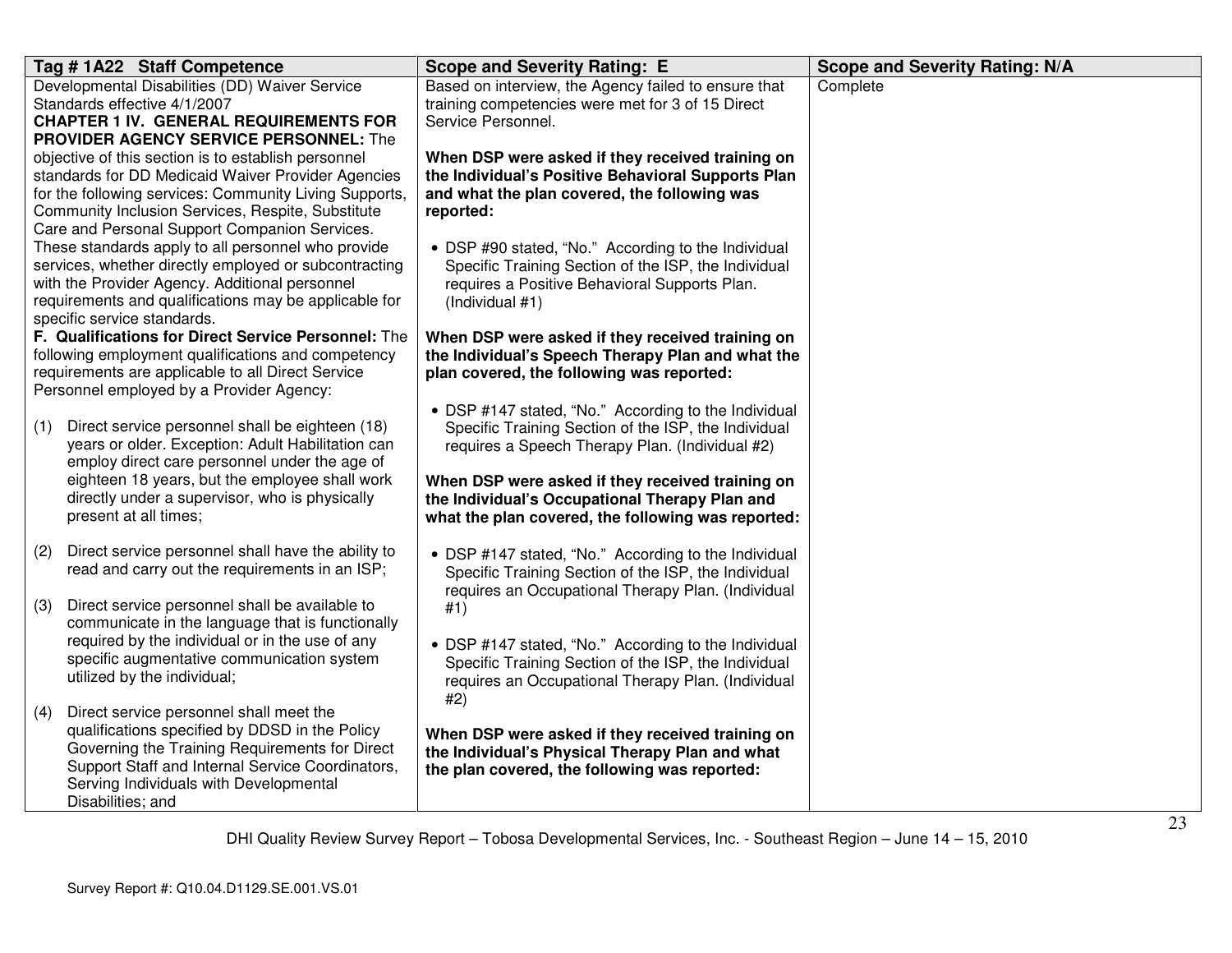| Tag # 1A22 Staff Competence | Scope and Severity Rating: E | Scope and Severity Rating: N/A |
|---|---|---|
| Developmental Disabilities (DD) Waiver Service Standards effective 4/1/2007<br>**CHAPTER 1 IV. GENERAL REQUIREMENTS FOR PROVIDER AGENCY SERVICE PERSONNEL:** The objective of this section is to establish personnel standards for DD Medicaid Waiver Provider Agencies for the following services: Community Living Supports, Community Inclusion Services, Respite, Substitute Care and Personal Support Companion Services. These standards apply to all personnel who provide services, whether directly employed or subcontracting with the Provider Agency. Additional personnel requirements and qualifications may be applicable for specific service standards.<br>**F. Qualifications for Direct Service Personnel:** The following employment qualifications and competency requirements are applicable to all Direct Service Personnel employed by a Provider Agency:<br><br>(1) Direct service personnel shall be eighteen (18) years or older. Exception: Adult Habilitation can employ direct care personnel under the age of eighteen 18 years, but the employee shall work directly under a supervisor, who is physically present at all times;<br><br>(2) Direct service personnel shall have the ability to read and carry out the requirements in an ISP;<br><br>(3) Direct service personnel shall be available to communicate in the language that is functionally required by the individual or in the use of any specific augmentative communication system utilized by the individual;<br><br>(4) Direct service personnel shall meet the qualifications specified by DDSD in the Policy Governing the Training Requirements for Direct Support Staff and Internal Service Coordinators, Serving Individuals with Developmental Disabilities; and | Based on interview, the Agency failed to ensure that training competencies were met for 3 of 15 Direct Service Personnel.<br><br>**When DSP were asked if they received training on the Individual's Positive Behavioral Supports Plan and what the plan covered, the following was reported:**<br><br>• DSP #90 stated, "No." According to the Individual Specific Training Section of the ISP, the Individual requires a Positive Behavioral Supports Plan. (Individual #1)<br><br>**When DSP were asked if they received training on the Individual's Speech Therapy Plan and what the plan covered, the following was reported:**<br><br>• DSP #147 stated, "No." According to the Individual Specific Training Section of the ISP, the Individual requires a Speech Therapy Plan. (Individual #2)<br><br>**When DSP were asked if they received training on the Individual's Occupational Therapy Plan and what the plan covered, the following was reported:**<br><br>• DSP #147 stated, "No." According to the Individual Specific Training Section of the ISP, the Individual requires an Occupational Therapy Plan. (Individual #1)<br><br>• DSP #147 stated, "No." According to the Individual Specific Training Section of the ISP, the Individual requires an Occupational Therapy Plan. (Individual #2)<br><br>**When DSP were asked if they received training on the Individual's Physical Therapy Plan and what the plan covered, the following was reported:** | Complete |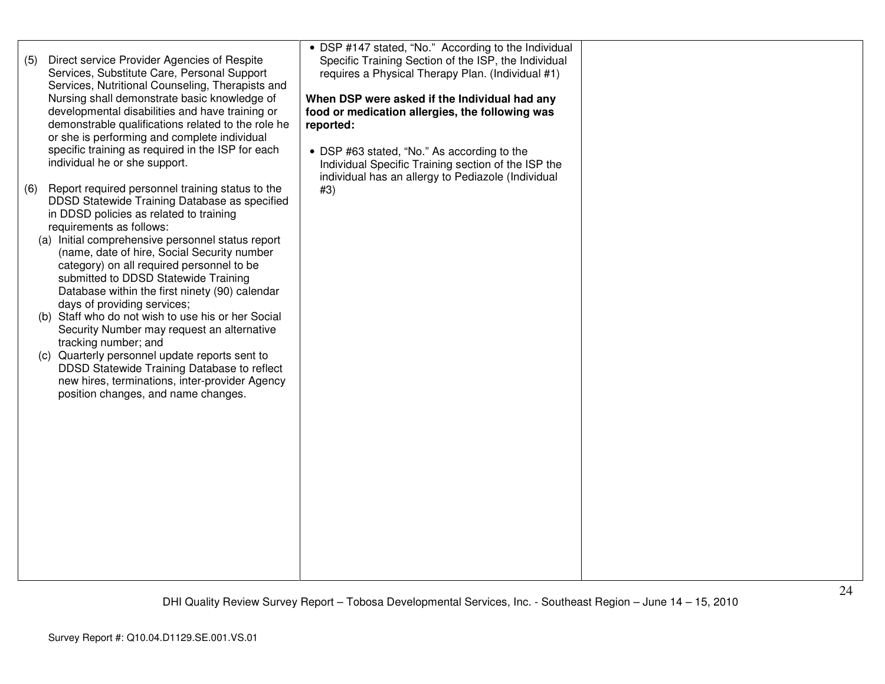| | | |
|---|---|---|
| (5) Direct service Provider Agencies of Respite Services, Substitute Care, Personal Support Services, Nutritional Counseling, Therapists and Nursing shall demonstrate basic knowledge of developmental disabilities and have training or demonstrable qualifications related to the role he or she is performing and complete individual specific training as required in the ISP for each individual he or she support.<br><br>(6) Report required personnel training status to the DDSD Statewide Training Database as specified in DDSD policies as related to training requirements as follows:<br>(a) Initial comprehensive personnel status report (name, date of hire, Social Security number category) on all required personnel to be submitted to DDSD Statewide Training Database within the first ninety (90) calendar days of providing services;<br>(b) Staff who do not wish to use his or her Social Security Number may request an alternative tracking number; and<br>(c) Quarterly personnel update reports sent to DDSD Statewide Training Database to reflect new hires, terminations, inter-provider Agency position changes, and name changes. | • DSP #147 stated, "No." According to the Individual Specific Training Section of the ISP, the Individual requires a Physical Therapy Plan. (Individual #1)<br><br>**When DSP were asked if the Individual had any food or medication allergies, the following was reported:**<br><br>• DSP #63 stated, "No." As according to the Individual Specific Training section of the ISP the individual has an allergy to Pediazole (Individual #3) | |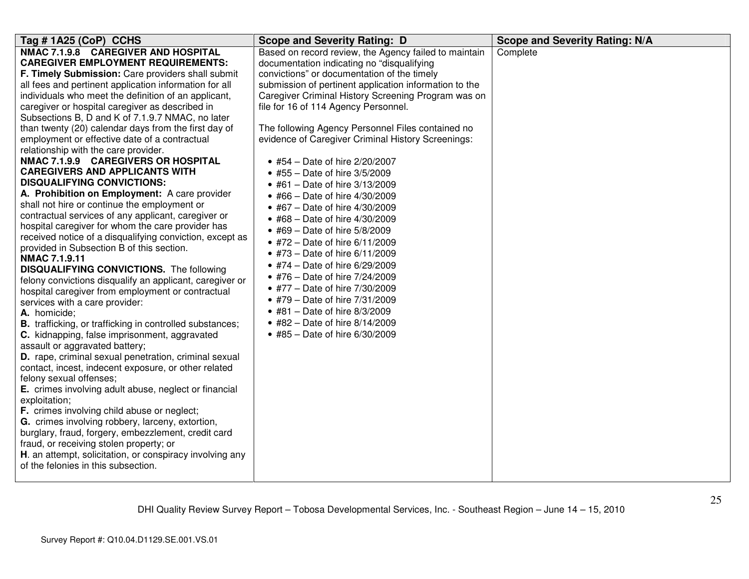| Tag # 1A25 (CoP) CCHS | Scope and Severity Rating: D | Scope and Severity Rating: N/A |
|---|---|---|
| **NMAC 7.1.9.8 CAREGIVER AND HOSPITAL CAREGIVER EMPLOYMENT REQUIREMENTS:**<br>**F. Timely Submission:** Care providers shall submit all fees and pertinent application information for all individuals who meet the definition of an applicant, caregiver or hospital caregiver as described in Subsections B, D and K of 7.1.9.7 NMAC, no later than twenty (20) calendar days from the first day of employment or effective date of a contractual relationship with the care provider.<br>**NMAC 7.1.9.9 CAREGIVERS OR HOSPITAL CAREGIVERS AND APPLICANTS WITH DISQUALIFYING CONVICTIONS:**<br>**A. Prohibition on Employment:** A care provider shall not hire or continue the employment or contractual services of any applicant, caregiver or hospital caregiver for whom the care provider has received notice of a disqualifying conviction, except as provided in Subsection B of this section.<br>**NMAC 7.1.9.11**<br>**DISQUALIFYING CONVICTIONS.** The following felony convictions disqualify an applicant, caregiver or hospital caregiver from employment or contractual services with a care provider:<br>**A.** homicide;<br>**B.** trafficking, or trafficking in controlled substances;<br>**C.** kidnapping, false imprisonment, aggravated assault or aggravated battery;<br>**D.** rape, criminal sexual penetration, criminal sexual contact, incest, indecent exposure, or other related felony sexual offenses;<br>**E.** crimes involving adult abuse, neglect or financial exploitation;<br>**F.** crimes involving child abuse or neglect;<br>**G.** crimes involving robbery, larceny, extortion, burglary, fraud, forgery, embezzlement, credit card fraud, or receiving stolen property; or<br>**H**. an attempt, solicitation, or conspiracy involving any of the felonies in this subsection. | Based on record review, the Agency failed to maintain documentation indicating no "disqualifying convictions" or documentation of the timely submission of pertinent application information to the Caregiver Criminal History Screening Program was on file for 16 of 114 Agency Personnel.<br><br>The following Agency Personnel Files contained no evidence of Caregiver Criminal History Screenings:<br><br>• #54 – Date of hire 2/20/2007<br>• #55 – Date of hire 3/5/2009<br>• #61 – Date of hire 3/13/2009<br>• #66 – Date of hire 4/30/2009<br>• #67 – Date of hire 4/30/2009<br>• #68 – Date of hire 4/30/2009<br>• #69 – Date of hire 5/8/2009<br>• #72 – Date of hire 6/11/2009<br>• #73 – Date of hire 6/11/2009<br>• #74 – Date of hire 6/29/2009<br>• #76 – Date of hire 7/24/2009<br>• #77 – Date of hire 7/30/2009<br>• #79 – Date of hire 7/31/2009<br>• #81 – Date of hire 8/3/2009<br>• #82 – Date of hire 8/14/2009<br>• #85 – Date of hire 6/30/2009 | Complete |

DHI Quality Review Survey Report – Tobosa Developmental Services, Inc. - Southeast Region – June 14 – 15, 2010

Survey Report #: Q10.04.D1129.SE.001.VS.01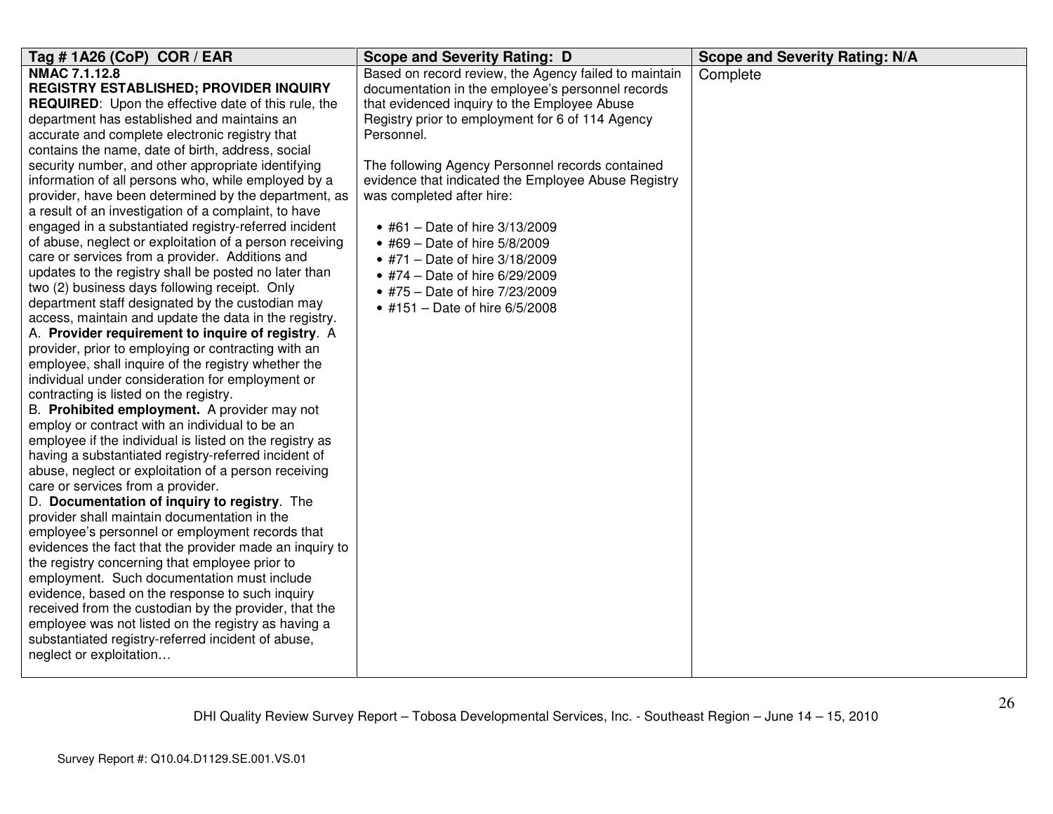| Tag # 1A26 (CoP) COR / EAR | Scope and Severity Rating: D | Scope and Severity Rating: N/A |
|---|---|---|
| **NMAC 7.1.12.8**<br>**REGISTRY ESTABLISHED; PROVIDER INQUIRY REQUIRED**: Upon the effective date of this rule, the department has established and maintains an accurate and complete electronic registry that contains the name, date of birth, address, social security number, and other appropriate identifying information of all persons who, while employed by a provider, have been determined by the department, as a result of an investigation of a complaint, to have engaged in a substantiated registry-referred incident of abuse, neglect or exploitation of a person receiving care or services from a provider. Additions and updates to the registry shall be posted no later than two (2) business days following receipt. Only department staff designated by the custodian may access, maintain and update the data in the registry.<br>A. **Provider requirement to inquire of registry**. A provider, prior to employing or contracting with an employee, shall inquire of the registry whether the individual under consideration for employment or contracting is listed on the registry.<br>B. **Prohibited employment.** A provider may not employ or contract with an individual to be an employee if the individual is listed on the registry as having a substantiated registry-referred incident of abuse, neglect or exploitation of a person receiving care or services from a provider.<br>D. **Documentation of inquiry to registry**. The provider shall maintain documentation in the employee's personnel or employment records that evidences the fact that the provider made an inquiry to the registry concerning that employee prior to employment. Such documentation must include evidence, based on the response to such inquiry received from the custodian by the provider, that the employee was not listed on the registry as having a substantiated registry-referred incident of abuse, neglect or exploitation… | Based on record review, the Agency failed to maintain documentation in the employee's personnel records that evidenced inquiry to the Employee Abuse Registry prior to employment for 6 of 114 Agency Personnel.<br><br>The following Agency Personnel records contained evidence that indicated the Employee Abuse Registry was completed after hire:<br><br>• #61 – Date of hire 3/13/2009<br>• #69 – Date of hire 5/8/2009<br>• #71 – Date of hire 3/18/2009<br>• #74 – Date of hire 6/29/2009<br>• #75 – Date of hire 7/23/2009<br>• #151 – Date of hire 6/5/2008 | Complete |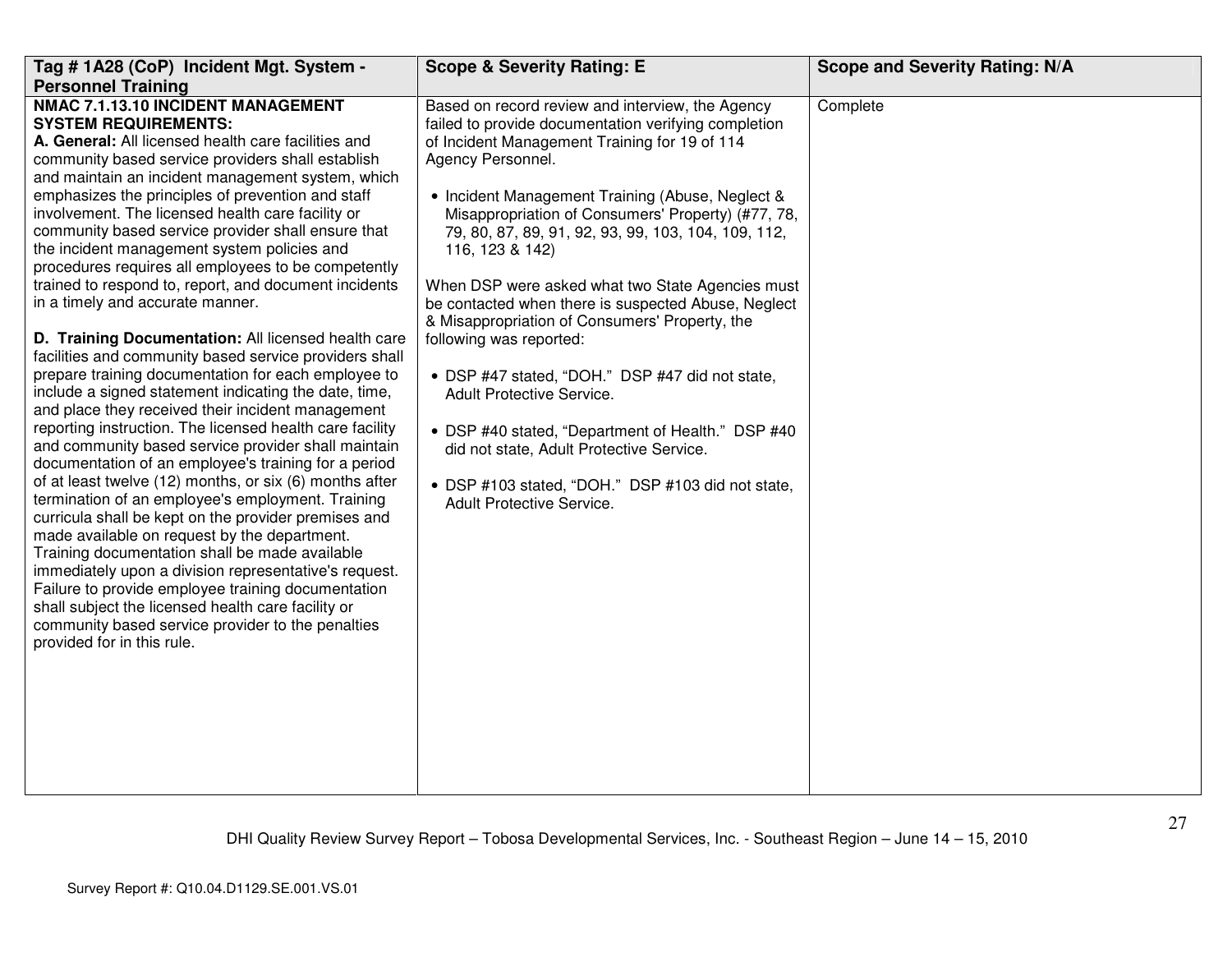| Tag # 1A28 (CoP) Incident Mgt. System - Personnel Training | Scope & Severity Rating: E | Scope and Severity Rating: N/A |
| --- | --- | --- |
| **NMAC 7.1.13.10 INCIDENT MANAGEMENT SYSTEM REQUIREMENTS:**<br>**A. General:** All licensed health care facilities and community based service providers shall establish and maintain an incident management system, which emphasizes the principles of prevention and staff involvement. The licensed health care facility or community based service provider shall ensure that the incident management system policies and procedures requires all employees to be competently trained to respond to, report, and document incidents in a timely and accurate manner.<br><br>**D. Training Documentation:** All licensed health care facilities and community based service providers shall prepare training documentation for each employee to include a signed statement indicating the date, time, and place they received their incident management reporting instruction. The licensed health care facility and community based service provider shall maintain documentation of an employee's training for a period of at least twelve (12) months, or six (6) months after termination of an employee's employment. Training curricula shall be kept on the provider premises and made available on request by the department. Training documentation shall be made available immediately upon a division representative's request. Failure to provide employee training documentation shall subject the licensed health care facility or community based service provider to the penalties provided for in this rule. | Based on record review and interview, the Agency failed to provide documentation verifying completion of Incident Management Training for 19 of 114 Agency Personnel.<br><br>• Incident Management Training (Abuse, Neglect & Misappropriation of Consumers' Property) (#77, 78, 79, 80, 87, 89, 91, 92, 93, 99, 103, 104, 109, 112, 116, 123 & 142)<br><br>When DSP were asked what two State Agencies must be contacted when there is suspected Abuse, Neglect & Misappropriation of Consumers' Property, the following was reported:<br><br>• DSP #47 stated, "DOH." DSP #47 did not state, Adult Protective Service.<br><br>• DSP #40 stated, "Department of Health." DSP #40 did not state, Adult Protective Service.<br><br>• DSP #103 stated, "DOH." DSP #103 did not state, Adult Protective Service. | Complete |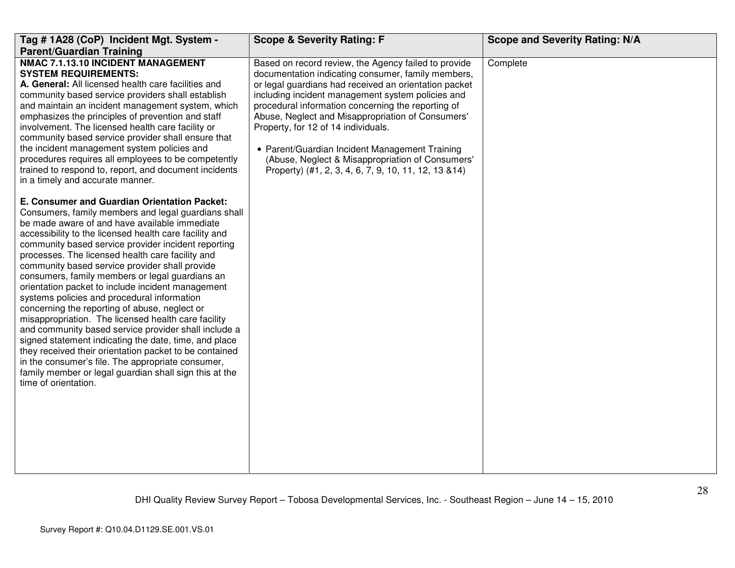| Tag # 1A28 (CoP) Incident Mgt. System - Parent/Guardian Training | Scope & Severity Rating: F | Scope and Severity Rating: N/A |
|---|---|---|
| **NMAC 7.1.13.10 INCIDENT MANAGEMENT SYSTEM REQUIREMENTS:**<br>**A. General:** All licensed health care facilities and community based service providers shall establish and maintain an incident management system, which emphasizes the principles of prevention and staff involvement. The licensed health care facility or community based service provider shall ensure that the incident management system policies and procedures requires all employees to be competently trained to respond to, report, and document incidents in a timely and accurate manner.<br><br>**E. Consumer and Guardian Orientation Packet:** Consumers, family members and legal guardians shall be made aware of and have available immediate accessibility to the licensed health care facility and community based service provider incident reporting processes. The licensed health care facility and community based service provider shall provide consumers, family members or legal guardians an orientation packet to include incident management systems policies and procedural information concerning the reporting of abuse, neglect or misappropriation. The licensed health care facility and community based service provider shall include a signed statement indicating the date, time, and place they received their orientation packet to be contained in the consumer's file. The appropriate consumer, family member or legal guardian shall sign this at the time of orientation. | Based on record review, the Agency failed to provide documentation indicating consumer, family members, or legal guardians had received an orientation packet including incident management system policies and procedural information concerning the reporting of Abuse, Neglect and Misappropriation of Consumers' Property, for 12 of 14 individuals.<br><br>• Parent/Guardian Incident Management Training (Abuse, Neglect & Misappropriation of Consumers' Property) (#1, 2, 3, 4, 6, 7, 9, 10, 11, 12, 13 &14) | Complete |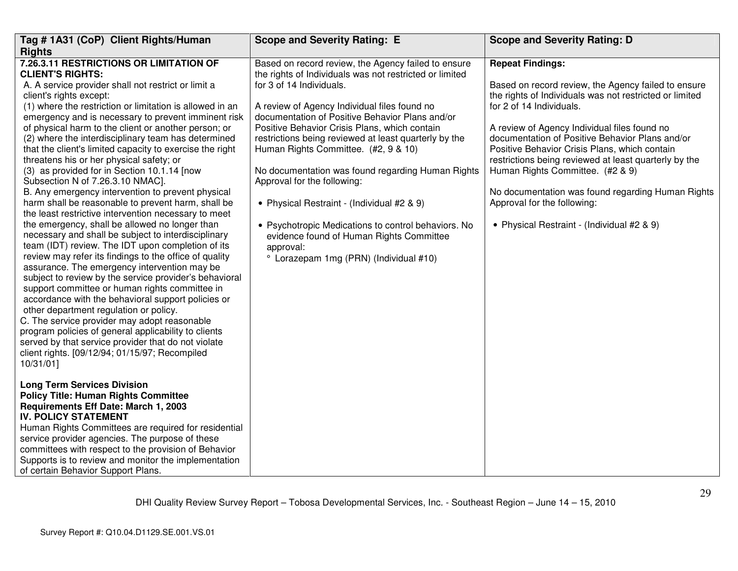| Tag # 1A31 (CoP) Client Rights/Human Rights | Scope and Severity Rating: E | Scope and Severity Rating: D |
|---|---|---|
| **7.26.3.11 RESTRICTIONS OR LIMITATION OF CLIENT'S RIGHTS:**<br>A. A service provider shall not restrict or limit a client's rights except:<br>(1) where the restriction or limitation is allowed in an emergency and is necessary to prevent imminent risk of physical harm to the client or another person; or<br>(2) where the interdisciplinary team has determined that the client's limited capacity to exercise the right threatens his or her physical safety; or<br>(3) as provided for in Section 10.1.14 [now Subsection N of 7.26.3.10 NMAC].<br>B. Any emergency intervention to prevent physical harm shall be reasonable to prevent harm, shall be the least restrictive intervention necessary to meet the emergency, shall be allowed no longer than necessary and shall be subject to interdisciplinary team (IDT) review. The IDT upon completion of its review may refer its findings to the office of quality assurance. The emergency intervention may be subject to review by the service provider's behavioral support committee or human rights committee in accordance with the behavioral support policies or other department regulation or policy.<br>C. The service provider may adopt reasonable program policies of general applicability to clients served by that service provider that do not violate client rights. [09/12/94; 01/15/97; Recompiled 10/31/01]<br><br>**Long Term Services Division**<br>**Policy Title: Human Rights Committee Requirements Eff Date: March 1, 2003**<br>**IV. POLICY STATEMENT**<br>Human Rights Committees are required for residential service provider agencies. The purpose of these committees with respect to the provision of Behavior Supports is to review and monitor the implementation of certain Behavior Support Plans. | Based on record review, the Agency failed to ensure the rights of Individuals was not restricted or limited for 3 of 14 Individuals.<br><br>A review of Agency Individual files found no documentation of Positive Behavior Plans and/or Positive Behavior Crisis Plans, which contain restrictions being reviewed at least quarterly by the Human Rights Committee. (#2, 9 & 10)<br><br>No documentation was found regarding Human Rights Approval for the following:<br><br>• Physical Restraint - (Individual #2 & 9)<br><br>• Psychotropic Medications to control behaviors. No evidence found of Human Rights Committee approval:<br>° Lorazepam 1mg (PRN) (Individual #10) | **Repeat Findings:**<br><br>Based on record review, the Agency failed to ensure the rights of Individuals was not restricted or limited for 2 of 14 Individuals.<br><br>A review of Agency Individual files found no documentation of Positive Behavior Plans and/or Positive Behavior Crisis Plans, which contain restrictions being reviewed at least quarterly by the Human Rights Committee. (#2 & 9)<br><br>No documentation was found regarding Human Rights Approval for the following:<br><br>• Physical Restraint - (Individual #2 & 9) |

DHI Quality Review Survey Report – Tobosa Developmental Services, Inc. - Southeast Region – June 14 – 15, 2010

Survey Report #: Q10.04.D1129.SE.001.VS.01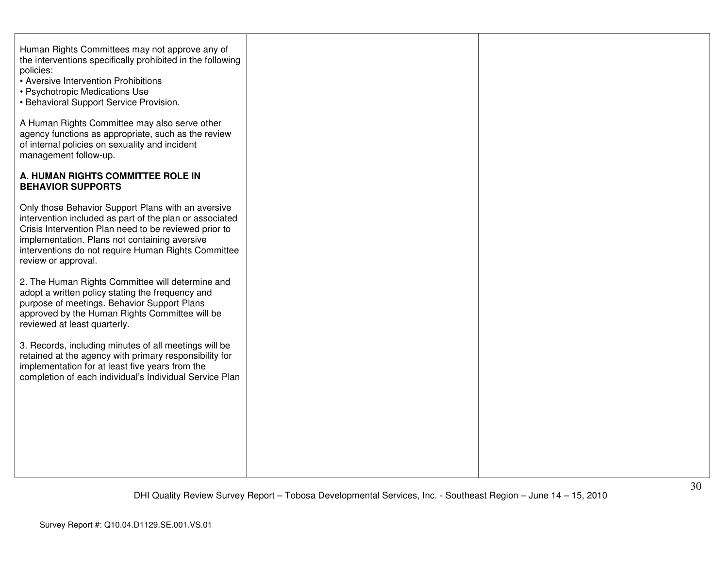| | | |
|---|---|---|
| Human Rights Committees may not approve any of the interventions specifically prohibited in the following policies:<br>• Aversive Intervention Prohibitions<br>• Psychotropic Medications Use<br>• Behavioral Support Service Provision.<br><br>A Human Rights Committee may also serve other agency functions as appropriate, such as the review of internal policies on sexuality and incident management follow-up.<br><br>**A. HUMAN RIGHTS COMMITTEE ROLE IN BEHAVIOR SUPPORTS**<br><br>Only those Behavior Support Plans with an aversive intervention included as part of the plan or associated Crisis Intervention Plan need to be reviewed prior to implementation. Plans not containing aversive interventions do not require Human Rights Committee review or approval.<br><br>2. The Human Rights Committee will determine and adopt a written policy stating the frequency and purpose of meetings. Behavior Support Plans approved by the Human Rights Committee will be reviewed at least quarterly.<br><br>3. Records, including minutes of all meetings will be retained at the agency with primary responsibility for implementation for at least five years from the completion of each individual's Individual Service Plan | | |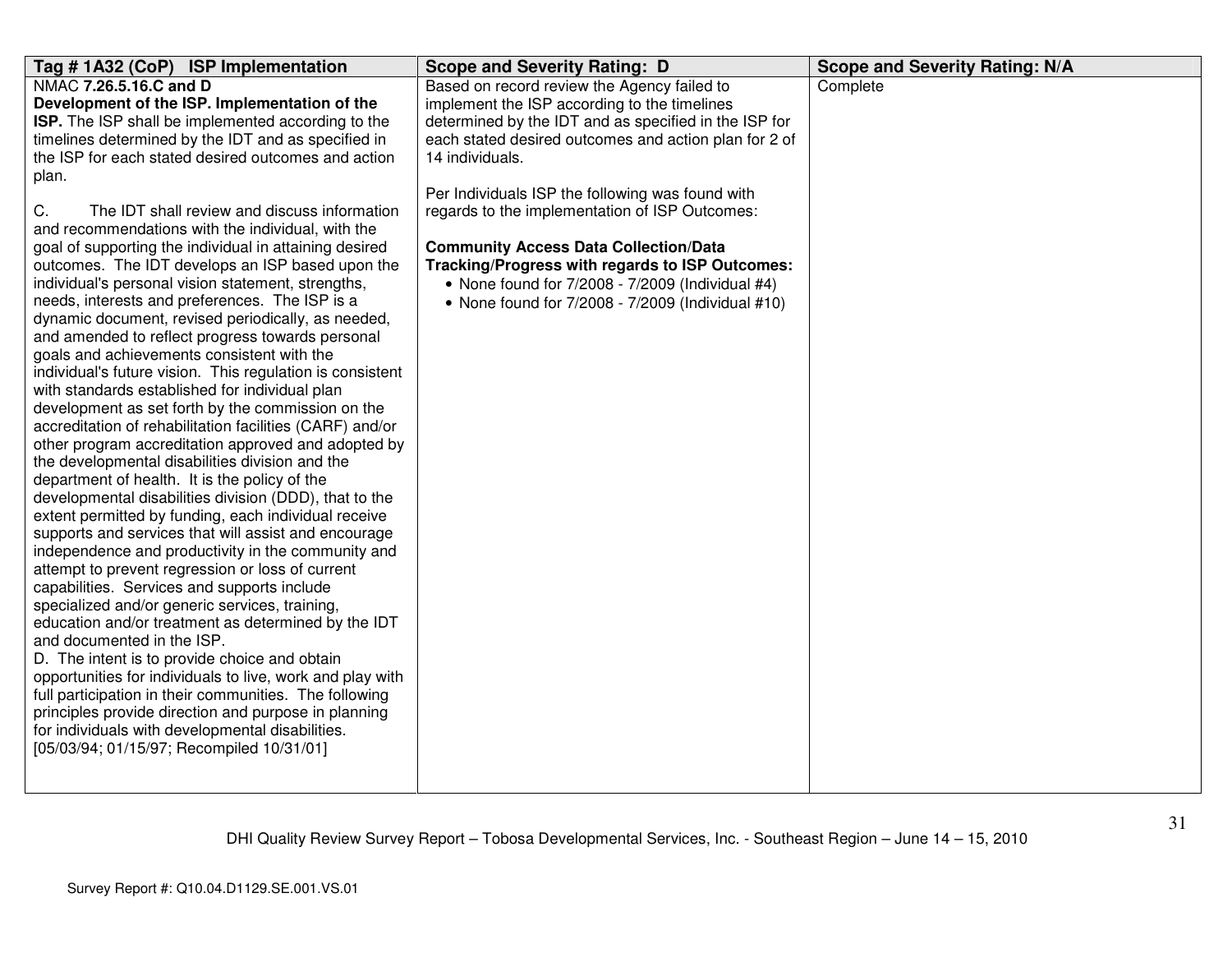| Tag # 1A32 (CoP) ISP Implementation | Scope and Severity Rating: D | Scope and Severity Rating: N/A |
|---|---|---|
| NMAC **7.26.5.16.C and D**<br>**Development of the ISP. Implementation of the ISP.** The ISP shall be implemented according to the timelines determined by the IDT and as specified in the ISP for each stated desired outcomes and action plan.<br><br>C. The IDT shall review and discuss information and recommendations with the individual, with the goal of supporting the individual in attaining desired outcomes. The IDT develops an ISP based upon the individual's personal vision statement, strengths, needs, interests and preferences. The ISP is a dynamic document, revised periodically, as needed, and amended to reflect progress towards personal goals and achievements consistent with the individual's future vision. This regulation is consistent with standards established for individual plan development as set forth by the commission on the accreditation of rehabilitation facilities (CARF) and/or other program accreditation approved and adopted by the developmental disabilities division and the department of health. It is the policy of the developmental disabilities division (DDD), that to the extent permitted by funding, each individual receive supports and services that will assist and encourage independence and productivity in the community and attempt to prevent regression or loss of current capabilities. Services and supports include specialized and/or generic services, training, education and/or treatment as determined by the IDT and documented in the ISP.<br>D. The intent is to provide choice and obtain opportunities for individuals to live, work and play with full participation in their communities. The following principles provide direction and purpose in planning for individuals with developmental disabilities.<br>[05/03/94; 01/15/97; Recompiled 10/31/01] | Based on record review the Agency failed to implement the ISP according to the timelines determined by the IDT and as specified in the ISP for each stated desired outcomes and action plan for 2 of 14 individuals.<br><br>Per Individuals ISP the following was found with regards to the implementation of ISP Outcomes:<br><br>**Community Access Data Collection/Data Tracking/Progress with regards to ISP Outcomes:**<br>• None found for 7/2008 - 7/2009 (Individual #4)<br>• None found for 7/2008 - 7/2009 (Individual #10) | Complete |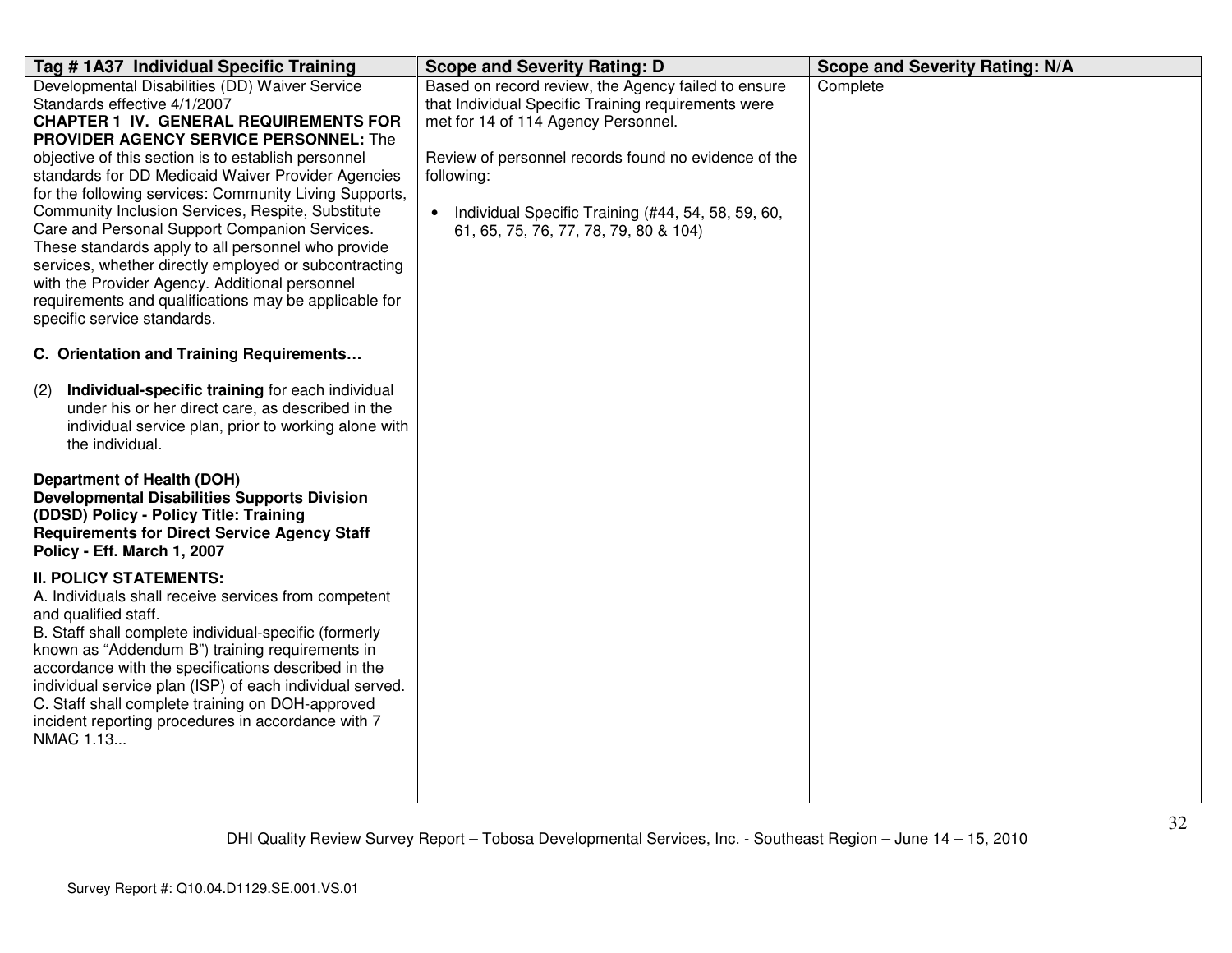| Tag # 1A37 Individual Specific Training | Scope and Severity Rating: D | Scope and Severity Rating: N/A |
|---|---|---|
| Developmental Disabilities (DD) Waiver Service Standards effective 4/1/2007<br>**CHAPTER 1 IV. GENERAL REQUIREMENTS FOR PROVIDER AGENCY SERVICE PERSONNEL:** The objective of this section is to establish personnel standards for DD Medicaid Waiver Provider Agencies for the following services: Community Living Supports, Community Inclusion Services, Respite, Substitute Care and Personal Support Companion Services. These standards apply to all personnel who provide services, whether directly employed or subcontracting with the Provider Agency. Additional personnel requirements and qualifications may be applicable for specific service standards.<br><br>**C. Orientation and Training Requirements…**<br><br>(2) **Individual-specific training** for each individual under his or her direct care, as described in the individual service plan, prior to working alone with the individual.<br><br>**Department of Health (DOH) Developmental Disabilities Supports Division (DDSD) Policy - Policy Title: Training Requirements for Direct Service Agency Staff Policy - Eff. March 1, 2007**<br><br>**II. POLICY STATEMENTS:**<br>A. Individuals shall receive services from competent and qualified staff.<br>B. Staff shall complete individual-specific (formerly known as "Addendum B") training requirements in accordance with the specifications described in the individual service plan (ISP) of each individual served.<br>C. Staff shall complete training on DOH-approved incident reporting procedures in accordance with 7 NMAC 1.13... | Based on record review, the Agency failed to ensure that Individual Specific Training requirements were met for 14 of 114 Agency Personnel.<br><br>Review of personnel records found no evidence of the following:<br><br>• Individual Specific Training (#44, 54, 58, 59, 60, 61, 65, 75, 76, 77, 78, 79, 80 & 104) | Complete |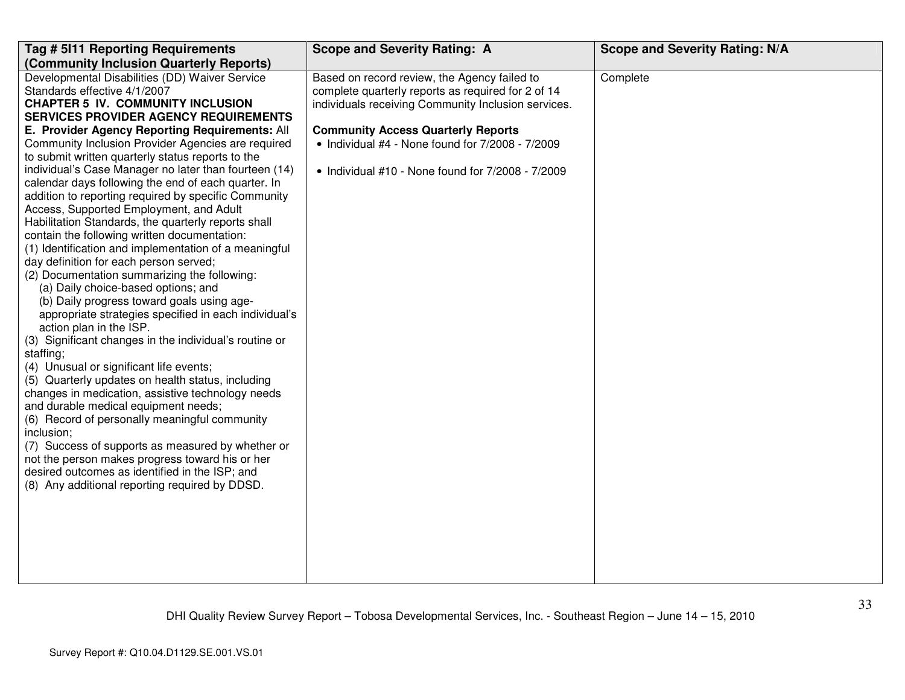| Tag # 5I11 Reporting Requirements (Community Inclusion Quarterly Reports) | Scope and Severity Rating: A | Scope and Severity Rating: N/A |
|---|---|---|
| Developmental Disabilities (DD) Waiver Service Standards effective 4/1/2007<br>**CHAPTER 5 IV. COMMUNITY INCLUSION SERVICES PROVIDER AGENCY REQUIREMENTS**<br>**E. Provider Agency Reporting Requirements:** All Community Inclusion Provider Agencies are required to submit written quarterly status reports to the individual's Case Manager no later than fourteen (14) calendar days following the end of each quarter. In addition to reporting required by specific Community Access, Supported Employment, and Adult Habilitation Standards, the quarterly reports shall contain the following written documentation:<br>(1) Identification and implementation of a meaningful day definition for each person served;<br>(2) Documentation summarizing the following:<br>(a) Daily choice-based options; and<br>(b) Daily progress toward goals using age-appropriate strategies specified in each individual's action plan in the ISP.<br>(3) Significant changes in the individual's routine or staffing;<br>(4) Unusual or significant life events;<br>(5) Quarterly updates on health status, including changes in medication, assistive technology needs and durable medical equipment needs;<br>(6) Record of personally meaningful community inclusion;<br>(7) Success of supports as measured by whether or not the person makes progress toward his or her desired outcomes as identified in the ISP; and<br>(8) Any additional reporting required by DDSD. | Based on record review, the Agency failed to complete quarterly reports as required for 2 of 14 individuals receiving Community Inclusion services.<br><br>**Community Access Quarterly Reports**<br>• Individual #4 - None found for 7/2008 - 7/2009<br><br>• Individual #10 - None found for 7/2008 - 7/2009 | Complete |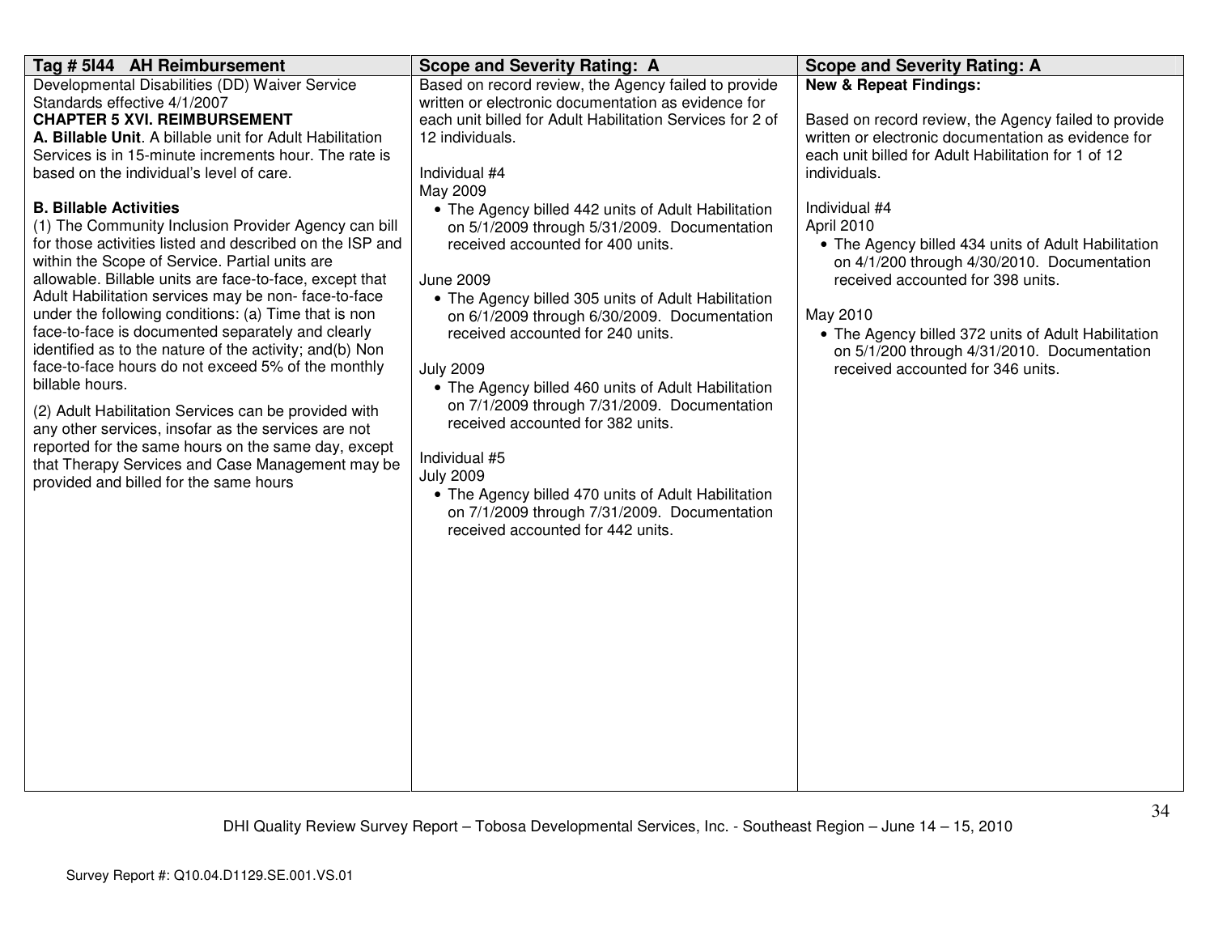| Tag # 5I44 AH Reimbursement | Scope and Severity Rating: A | Scope and Severity Rating: A |
|---|---|---|
| Developmental Disabilities (DD) Waiver Service Standards effective 4/1/2007<br>**CHAPTER 5 XVI. REIMBURSEMENT**<br>**A. Billable Unit**. A billable unit for Adult Habilitation Services is in 15-minute increments hour. The rate is based on the individual's level of care.<br><br>**B. Billable Activities**<br>(1) The Community Inclusion Provider Agency can bill for those activities listed and described on the ISP and within the Scope of Service. Partial units are allowable. Billable units are face-to-face, except that Adult Habilitation services may be non- face-to-face under the following conditions: (a) Time that is non face-to-face is documented separately and clearly identified as to the nature of the activity; and(b) Non face-to-face hours do not exceed 5% of the monthly billable hours.<br><br>(2) Adult Habilitation Services can be provided with any other services, insofar as the services are not reported for the same hours on the same day, except that Therapy Services and Case Management may be provided and billed for the same hours | Based on record review, the Agency failed to provide written or electronic documentation as evidence for each unit billed for Adult Habilitation Services for 2 of 12 individuals.<br><br>Individual #4<br>May 2009<br>• The Agency billed 442 units of Adult Habilitation on 5/1/2009 through 5/31/2009. Documentation received accounted for 400 units.<br><br>June 2009<br>• The Agency billed 305 units of Adult Habilitation on 6/1/2009 through 6/30/2009. Documentation received accounted for 240 units.<br><br>July 2009<br>• The Agency billed 460 units of Adult Habilitation on 7/1/2009 through 7/31/2009. Documentation received accounted for 382 units.<br><br>Individual #5<br>July 2009<br>• The Agency billed 470 units of Adult Habilitation on 7/1/2009 through 7/31/2009. Documentation received accounted for 442 units. | **New & Repeat Findings:**<br><br>Based on record review, the Agency failed to provide written or electronic documentation as evidence for each unit billed for Adult Habilitation for 1 of 12 individuals.<br><br>Individual #4<br>April 2010<br>• The Agency billed 434 units of Adult Habilitation on 4/1/200 through 4/30/2010. Documentation received accounted for 398 units.<br><br>May 2010<br>• The Agency billed 372 units of Adult Habilitation on 5/1/200 through 4/31/2010. Documentation received accounted for 346 units. |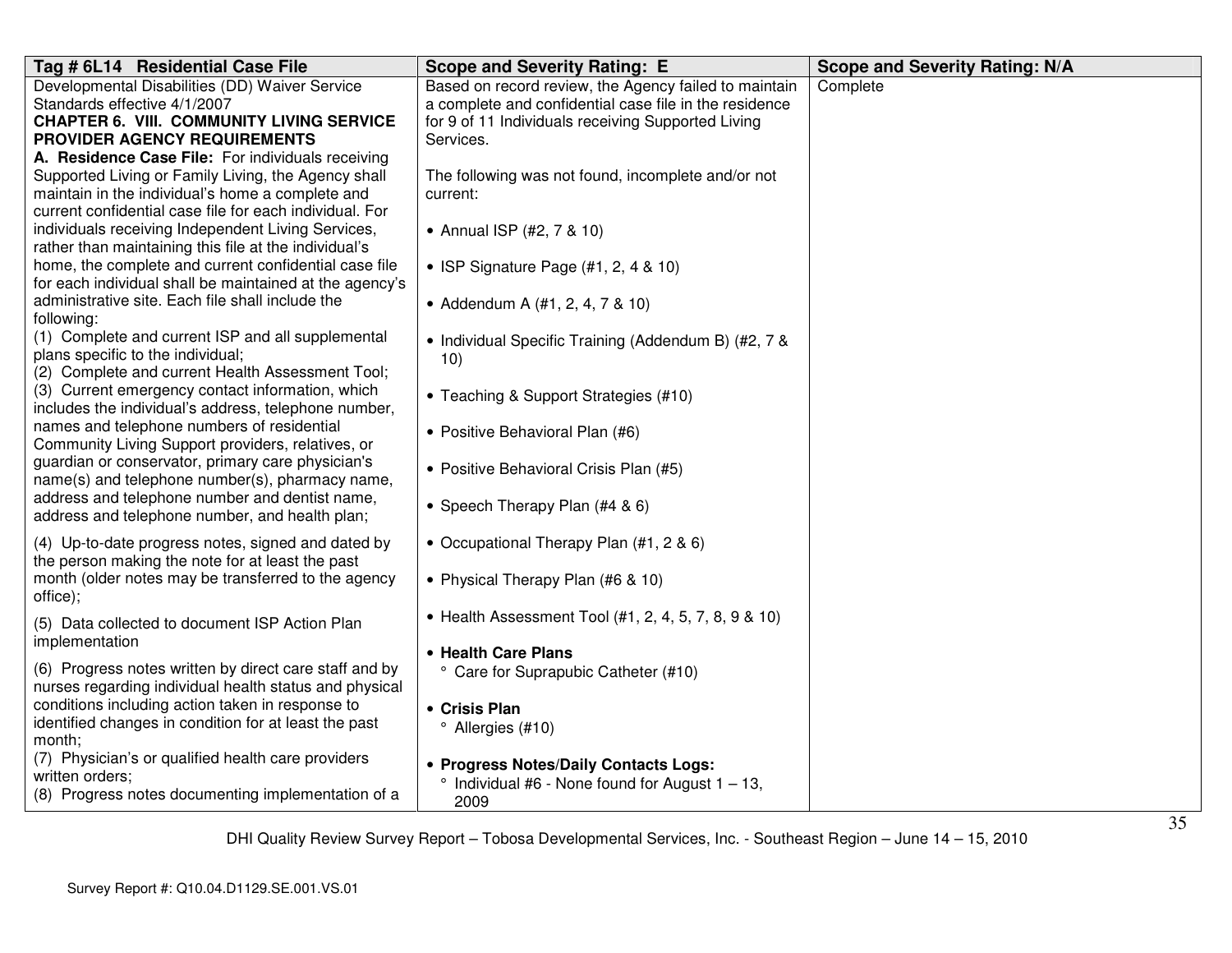| Tag # 6L14 Residential Case File | Scope and Severity Rating: E | Scope and Severity Rating: N/A |
|---|---|---|
| Developmental Disabilities (DD) Waiver Service Standards effective 4/1/2007<br>**CHAPTER 6. VIII. COMMUNITY LIVING SERVICE PROVIDER AGENCY REQUIREMENTS**<br>**A. Residence Case File:** For individuals receiving Supported Living or Family Living, the Agency shall maintain in the individual's home a complete and current confidential case file for each individual. For individuals receiving Independent Living Services, rather than maintaining this file at the individual's home, the complete and current confidential case file for each individual shall be maintained at the agency's administrative site. Each file shall include the following:<br>(1) Complete and current ISP and all supplemental plans specific to the individual;<br>(2) Complete and current Health Assessment Tool;<br>(3) Current emergency contact information, which includes the individual's address, telephone number, names and telephone numbers of residential Community Living Support providers, relatives, or guardian or conservator, primary care physician's name(s) and telephone number(s), pharmacy name, address and telephone number and dentist name, address and telephone number, and health plan;<br>(4) Up-to-date progress notes, signed and dated by the person making the note for at least the past month (older notes may be transferred to the agency office);<br>(5) Data collected to document ISP Action Plan implementation<br>(6) Progress notes written by direct care staff and by nurses regarding individual health status and physical conditions including action taken in response to identified changes in condition for at least the past month;<br>(7) Physician's or qualified health care providers written orders;<br>(8) Progress notes documenting implementation of a | Based on record review, the Agency failed to maintain a complete and confidential case file in the residence for 9 of 11 Individuals receiving Supported Living Services.<br><br>The following was not found, incomplete and/or not current:<br><br>• Annual ISP (#2, 7 & 10)<br><br>• ISP Signature Page (#1, 2, 4 & 10)<br><br>• Addendum A (#1, 2, 4, 7 & 10)<br><br>• Individual Specific Training (Addendum B) (#2, 7 & 10)<br><br>• Teaching & Support Strategies (#10)<br><br>• Positive Behavioral Plan (#6)<br><br>• Positive Behavioral Crisis Plan (#5)<br><br>• Speech Therapy Plan (#4 & 6)<br><br>• Occupational Therapy Plan (#1, 2 & 6)<br><br>• Physical Therapy Plan (#6 & 10)<br><br>• Health Assessment Tool (#1, 2, 4, 5, 7, 8, 9 & 10)<br><br>• **Health Care Plans**<br>° Care for Suprapubic Catheter (#10)<br><br>• **Crisis Plan**<br>° Allergies (#10)<br><br>• **Progress Notes/Daily Contacts Logs:**<br>° Individual #6 - None found for August 1 – 13, 2009 | Complete |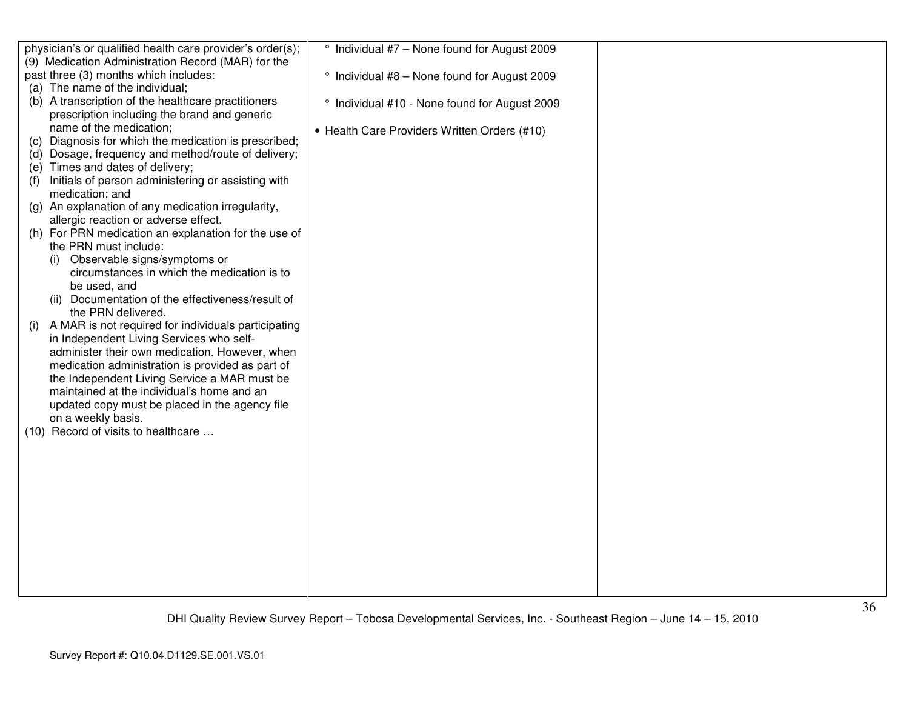| | | |
|---|---|---|
| physician's or qualified health care provider's order(s);<br>(9) Medication Administration Record (MAR) for the past three (3) months which includes:<br>(a) The name of the individual;<br>(b) A transcription of the healthcare practitioners prescription including the brand and generic name of the medication;<br>(c) Diagnosis for which the medication is prescribed;<br>(d) Dosage, frequency and method/route of delivery;<br>(e) Times and dates of delivery;<br>(f) Initials of person administering or assisting with medication; and<br>(g) An explanation of any medication irregularity, allergic reaction or adverse effect.<br>(h) For PRN medication an explanation for the use of the PRN must include:<br>(i) Observable signs/symptoms or circumstances in which the medication is to be used, and<br>(ii) Documentation of the effectiveness/result of the PRN delivered.<br>(i) A MAR is not required for individuals participating in Independent Living Services who self-administer their own medication. However, when medication administration is provided as part of the Independent Living Service a MAR must be maintained at the individual's home and an updated copy must be placed in the agency file on a weekly basis.<br>(10) Record of visits to healthcare … | ° Individual #7 – None found for August 2009<br><br>° Individual #8 – None found for August 2009<br><br>° Individual #10 - None found for August 2009<br><br>• Health Care Providers Written Orders (#10) | |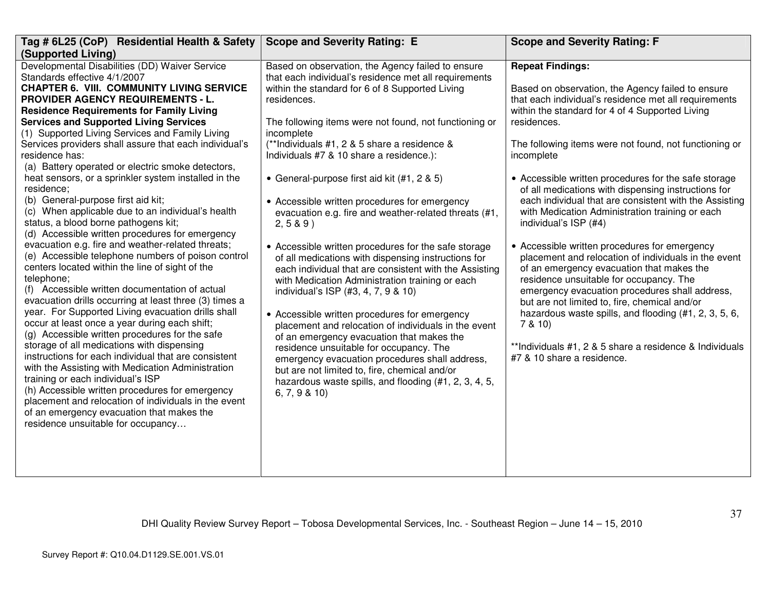| Tag # 6L25 (CoP) Residential Health & Safety (Supported Living) | Scope and Severity Rating: E | Scope and Severity Rating: F |
|---|---|---|
| Developmental Disabilities (DD) Waiver Service Standards effective 4/1/2007<br>**CHAPTER 6. VIII. COMMUNITY LIVING SERVICE PROVIDER AGENCY REQUIREMENTS - L. Residence Requirements for Family Living Services and Supported Living Services**<br>(1) Supported Living Services and Family Living Services providers shall assure that each individual's residence has:<br>(a) Battery operated or electric smoke detectors, heat sensors, or a sprinkler system installed in the residence;<br>(b) General-purpose first aid kit;<br>(c) When applicable due to an individual's health status, a blood borne pathogens kit;<br>(d) Accessible written procedures for emergency evacuation e.g. fire and weather-related threats;<br>(e) Accessible telephone numbers of poison control centers located within the line of sight of the telephone;<br>(f) Accessible written documentation of actual evacuation drills occurring at least three (3) times a year. For Supported Living evacuation drills shall occur at least once a year during each shift;<br>(g) Accessible written procedures for the safe storage of all medications with dispensing instructions for each individual that are consistent with the Assisting with Medication Administration training or each individual's ISP<br>(h) Accessible written procedures for emergency placement and relocation of individuals in the event of an emergency evacuation that makes the residence unsuitable for occupancy… | Based on observation, the Agency failed to ensure that each individual's residence met all requirements within the standard for 6 of 8 Supported Living residences.<br><br>The following items were not found, not functioning or incomplete<br>(**Individuals #1, 2 & 5 share a residence & Individuals #7 & 10 share a residence.):<br><br>• General-purpose first aid kit (#1, 2 & 5)<br><br>• Accessible written procedures for emergency evacuation e.g. fire and weather-related threats (#1, 2, 5 & 9 )<br><br>• Accessible written procedures for the safe storage of all medications with dispensing instructions for each individual that are consistent with the Assisting with Medication Administration training or each individual's ISP (#3, 4, 7, 9 & 10)<br><br>• Accessible written procedures for emergency placement and relocation of individuals in the event of an emergency evacuation that makes the residence unsuitable for occupancy. The emergency evacuation procedures shall address, but are not limited to, fire, chemical and/or hazardous waste spills, and flooding (#1, 2, 3, 4, 5, 6, 7, 9 & 10) | **Repeat Findings:**<br><br>Based on observation, the Agency failed to ensure that each individual's residence met all requirements within the standard for 4 of 4 Supported Living residences.<br><br>The following items were not found, not functioning or incomplete<br><br>• Accessible written procedures for the safe storage of all medications with dispensing instructions for each individual that are consistent with the Assisting with Medication Administration training or each individual's ISP (#4)<br><br>• Accessible written procedures for emergency placement and relocation of individuals in the event of an emergency evacuation that makes the residence unsuitable for occupancy. The emergency evacuation procedures shall address, but are not limited to, fire, chemical and/or hazardous waste spills, and flooding (#1, 2, 3, 5, 6, 7 & 10)<br><br>**Individuals #1, 2 & 5 share a residence & Individuals #7 & 10 share a residence. |